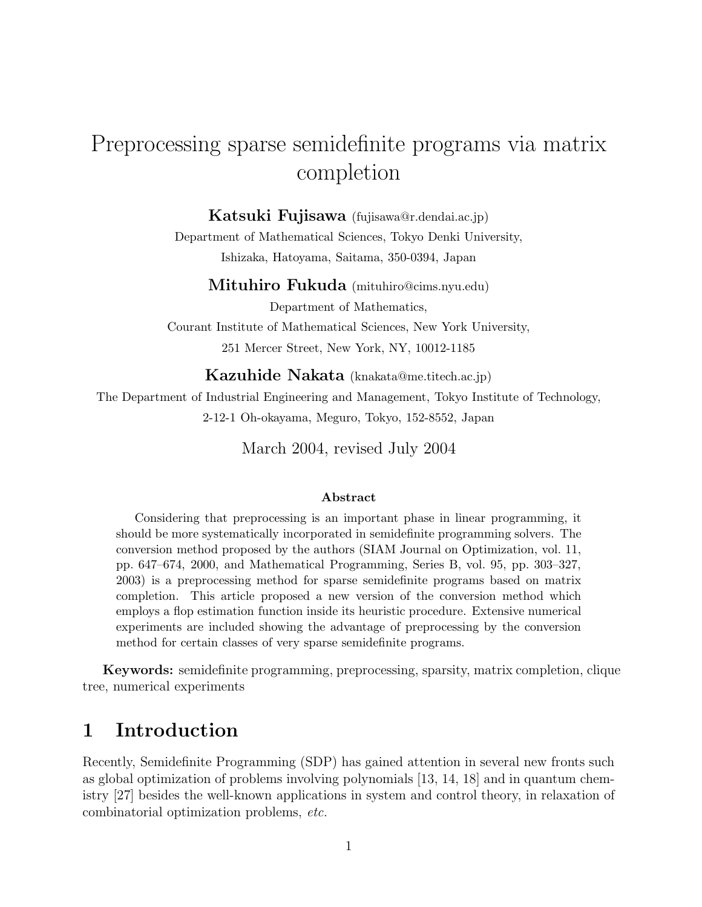# Preprocessing sparse semidefinite programs via matrix completion

**Katsuki Fujisawa** (fujisawa@r.dendai.ac.jp)
Department of Mathematical Sciences, Tokyo Denki University,
Ishizaka, Hatoyama, Saitama, 350-0394, Japan

**Mituhiro Fukuda** (mituhiro@cims.nyu.edu)
Department of Mathematics,
Courant Institute of Mathematical Sciences, New York University,
251 Mercer Street, New York, NY, 10012-1185

**Kazuhide Nakata** (knakata@me.titech.ac.jp)
The Department of Industrial Engineering and Management, Tokyo Institute of Technology,
2-12-1 Oh-okayama, Meguro, Tokyo, 152-8552, Japan

March 2004, revised July 2004

**Abstract**

Considering that preprocessing is an important phase in linear programming, it should be more systematically incorporated in semidefinite programming solvers. The conversion method proposed by the authors (SIAM Journal on Optimization, vol. 11, pp. 647–674, 2000, and Mathematical Programming, Series B, vol. 95, pp. 303–327, 2003) is a preprocessing method for sparse semidefinite programs based on matrix completion. This article proposed a new version of the conversion method which employs a flop estimation function inside its heuristic procedure. Extensive numerical experiments are included showing the advantage of preprocessing by the conversion method for certain classes of very sparse semidefinite programs.

**Keywords:** semidefinite programming, preprocessing, sparsity, matrix completion, clique tree, numerical experiments

## 1 Introduction

Recently, Semidefinite Programming (SDP) has gained attention in several new fronts such as global optimization of problems involving polynomials [13, 14, 18] and in quantum chemistry [27] besides the well-known applications in system and control theory, in relaxation of combinatorial optimization problems, *etc.*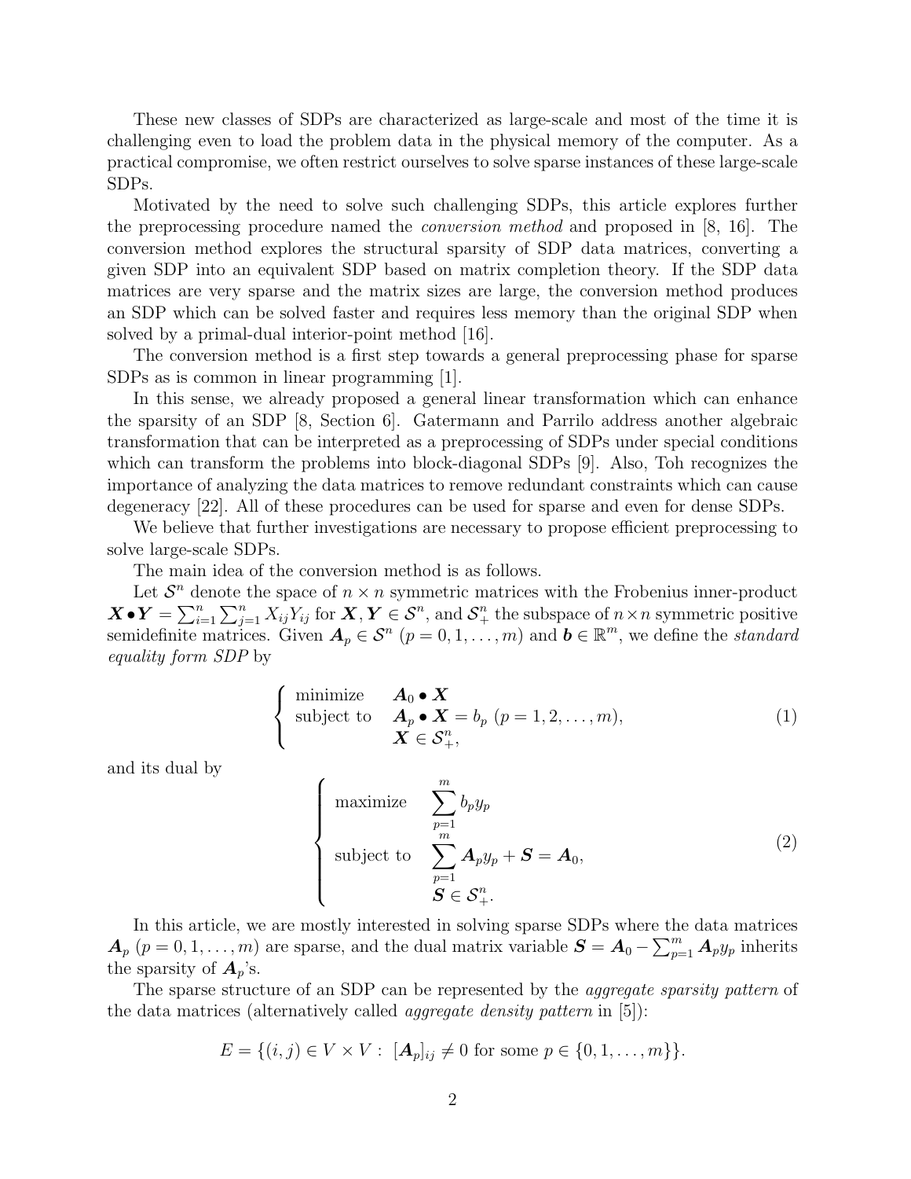These new classes of SDPs are characterized as large-scale and most of the time it is challenging even to load the problem data in the physical memory of the computer. As a practical compromise, we often restrict ourselves to solve sparse instances of these large-scale SDPs.

Motivated by the need to solve such challenging SDPs, this article explores further the preprocessing procedure named the *conversion method* and proposed in [8, 16]. The conversion method explores the structural sparsity of SDP data matrices, converting a given SDP into an equivalent SDP based on matrix completion theory. If the SDP data matrices are very sparse and the matrix sizes are large, the conversion method produces an SDP which can be solved faster and requires less memory than the original SDP when solved by a primal-dual interior-point method [16].

The conversion method is a first step towards a general preprocessing phase for sparse SDPs as is common in linear programming [1].

In this sense, we already proposed a general linear transformation which can enhance the sparsity of an SDP [8, Section 6]. Gatermann and Parrilo address another algebraic transformation that can be interpreted as a preprocessing of SDPs under special conditions which can transform the problems into block-diagonal SDPs [9]. Also, Toh recognizes the importance of analyzing the data matrices to remove redundant constraints which can cause degeneracy [22]. All of these procedures can be used for sparse and even for dense SDPs.

We believe that further investigations are necessary to propose efficient preprocessing to solve large-scale SDPs.

The main idea of the conversion method is as follows.

Let $\mathcal{S}^n$ denote the space of $n \times n$ symmetric matrices with the Frobenius inner-product $\boldsymbol{X} \bullet \boldsymbol{Y} = \sum_{i=1}^n \sum_{j=1}^n X_{ij} Y_{ij}$ for $\boldsymbol{X}, \boldsymbol{Y} \in \mathcal{S}^n$, and $\mathcal{S}^n_+$ the subspace of $n \times n$ symmetric positive semidefinite matrices. Given $\boldsymbol{A}_p \in \mathcal{S}^n$ $(p = 0, 1, \ldots, m)$ and $\boldsymbol{b} \in \mathbb{R}^m$, we define the *standard equality form SDP* by

$$
\left\{
\begin{array}{ll}
\text{minimize} & \boldsymbol{A}_0 \bullet \boldsymbol{X} \\
\text{subject to} & \boldsymbol{A}_p \bullet \boldsymbol{X} = b_p \ (p = 1, 2, \ldots, m), \\
& \boldsymbol{X} \in \mathcal{S}^n_+,
\end{array}
\right.
\tag{1}
$$

and its dual by

$$
\left\{
\begin{array}{ll}
\text{maximize} & \displaystyle\sum_{p=1}^m b_p y_p \\
\text{subject to} & \displaystyle\sum_{p=1}^m \boldsymbol{A}_p y_p + \boldsymbol{S} = \boldsymbol{A}_0, \\
& \boldsymbol{S} \in \mathcal{S}^n_+.
\end{array}
\right.
\tag{2}
$$

In this article, we are mostly interested in solving sparse SDPs where the data matrices $\boldsymbol{A}_p$ $(p = 0, 1, \ldots, m)$ are sparse, and the dual matrix variable $\boldsymbol{S} = \boldsymbol{A}_0 - \sum_{p=1}^m \boldsymbol{A}_p y_p$ inherits the sparsity of $\boldsymbol{A}_p$'s.

The sparse structure of an SDP can be represented by the *aggregate sparsity pattern* of the data matrices (alternatively called *aggregate density pattern* in [5]):

$$
E = \{(i, j) \in V \times V : \ [\boldsymbol{A}_p]_{ij} \neq 0 \text{ for some } p \in \{0, 1, \ldots, m\}\}.
$$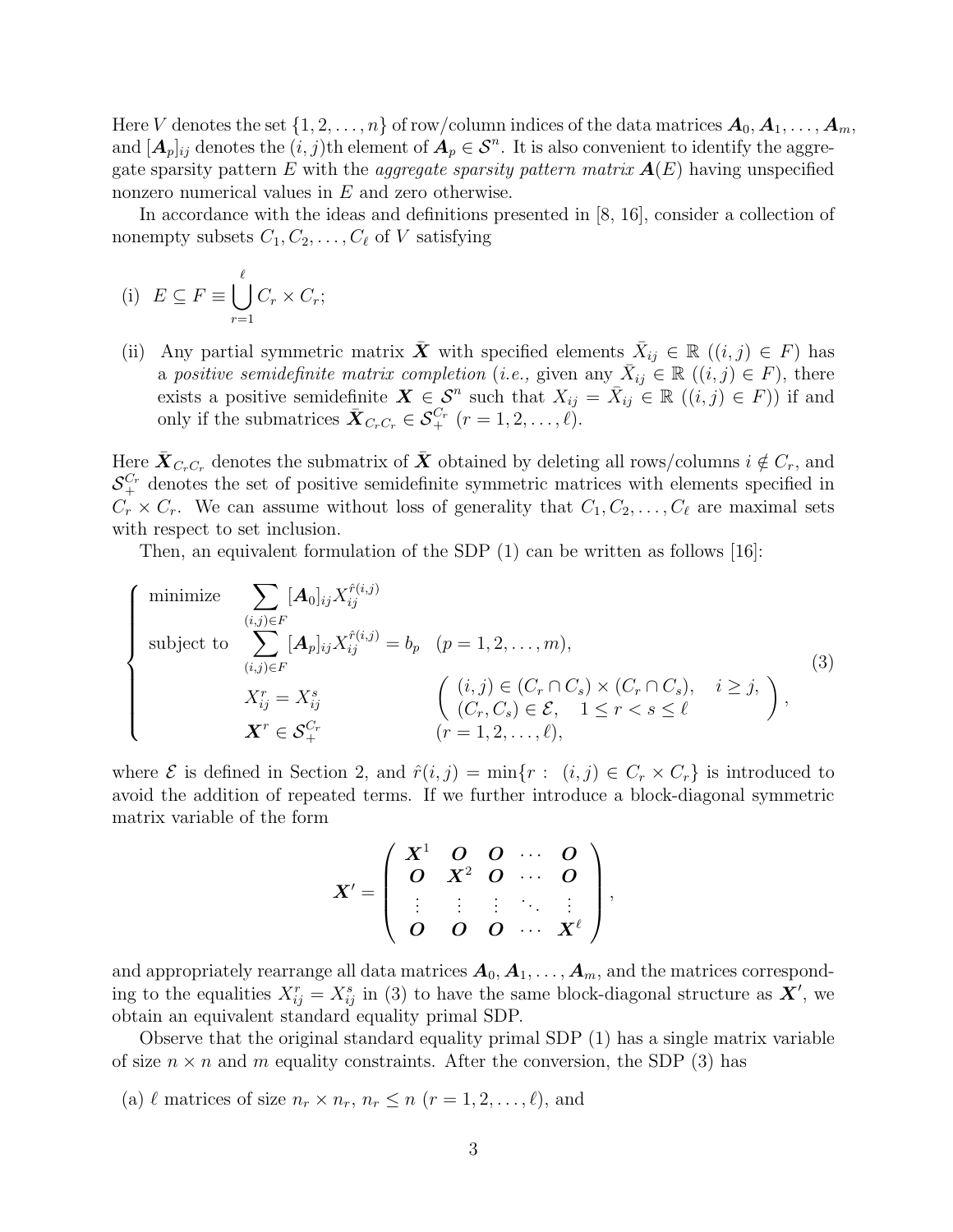Here $V$ denotes the set $\{1, 2, \ldots, n\}$ of row/column indices of the data matrices $\boldsymbol{A}_0, \boldsymbol{A}_1, \ldots, \boldsymbol{A}_m$, and $[\boldsymbol{A}_p]_{ij}$ denotes the $(i, j)$th element of $\boldsymbol{A}_p \in \mathcal{S}^n$. It is also convenient to identify the aggregate sparsity pattern $E$ with the *aggregate sparsity pattern matrix* $\boldsymbol{A}(E)$ having unspecified nonzero numerical values in $E$ and zero otherwise.

In accordance with the ideas and definitions presented in [8, 16], consider a collection of nonempty subsets $C_1, C_2, \ldots, C_\ell$ of $V$ satisfying

(i) $E \subseteq F \equiv \displaystyle\bigcup_{r=1}^{\ell} C_r \times C_r$;

(ii) Any partial symmetric matrix $\bar{\boldsymbol{X}}$ with specified elements $\bar{X}_{ij} \in \mathbb{R}$ $((i, j) \in F)$ has a *positive semidefinite matrix completion* (*i.e.*, given any $\bar{X}_{ij} \in \mathbb{R}$ $((i, j) \in F)$, there exists a positive semidefinite $\boldsymbol{X} \in \mathcal{S}^n$ such that $X_{ij} = \bar{X}_{ij} \in \mathbb{R}$ $((i, j) \in F)$) if and only if the submatrices $\bar{\boldsymbol{X}}_{C_r C_r} \in \mathcal{S}_+^{C_r}$ $(r = 1, 2, \ldots, \ell)$.

Here $\bar{\boldsymbol{X}}_{C_r C_r}$ denotes the submatrix of $\bar{\boldsymbol{X}}$ obtained by deleting all rows/columns $i \notin C_r$, and $\mathcal{S}_+^{C_r}$ denotes the set of positive semidefinite symmetric matrices with elements specified in $C_r \times C_r$. We can assume without loss of generality that $C_1, C_2, \ldots, C_\ell$ are maximal sets with respect to set inclusion.

Then, an equivalent formulation of the SDP (1) can be written as follows [16]:

$$
\left\{
\begin{array}{lll}
\text{minimize} & \displaystyle\sum_{(i,j) \in F} [\boldsymbol{A}_0]_{ij} X_{ij}^{\hat{r}(i,j)} & \\
\text{subject to} & \displaystyle\sum_{(i,j) \in F} [\boldsymbol{A}_p]_{ij} X_{ij}^{\hat{r}(i,j)} = b_p & (p = 1, 2, \ldots, m), \\
 & X_{ij}^r = X_{ij}^s & \left( \begin{array}{ll} (i, j) \in (C_r \cap C_s) \times (C_r \cap C_s), & i \geq j, \\ (C_r, C_s) \in \mathcal{E}, \quad 1 \leq r < s \leq \ell \end{array} \right), \\
 & \boldsymbol{X}^r \in \mathcal{S}_+^{C_r} & (r = 1, 2, \ldots, \ell),
\end{array}
\right. \tag{3}
$$

where $\mathcal{E}$ is defined in Section 2, and $\hat{r}(i, j) = \min\{r : (i, j) \in C_r \times C_r\}$ is introduced to avoid the addition of repeated terms. If we further introduce a block-diagonal symmetric matrix variable of the form

$$
\boldsymbol{X}' = \begin{pmatrix} \boldsymbol{X}^1 & \boldsymbol{O} & \boldsymbol{O} & \cdots & \boldsymbol{O} \\ \boldsymbol{O} & \boldsymbol{X}^2 & \boldsymbol{O} & \cdots & \boldsymbol{O} \\ \vdots & \vdots & \vdots & \ddots & \vdots \\ \boldsymbol{O} & \boldsymbol{O} & \boldsymbol{O} & \cdots & \boldsymbol{X}^\ell \end{pmatrix},
$$

and appropriately rearrange all data matrices $\boldsymbol{A}_0, \boldsymbol{A}_1, \ldots, \boldsymbol{A}_m$, and the matrices corresponding to the equalities $X_{ij}^r = X_{ij}^s$ in (3) to have the same block-diagonal structure as $\boldsymbol{X}'$, we obtain an equivalent standard equality primal SDP.

Observe that the original standard equality primal SDP (1) has a single matrix variable of size $n \times n$ and $m$ equality constraints. After the conversion, the SDP (3) has

(a) $\ell$ matrices of size $n_r \times n_r$, $n_r \leq n$ $(r = 1, 2, \ldots, \ell)$, and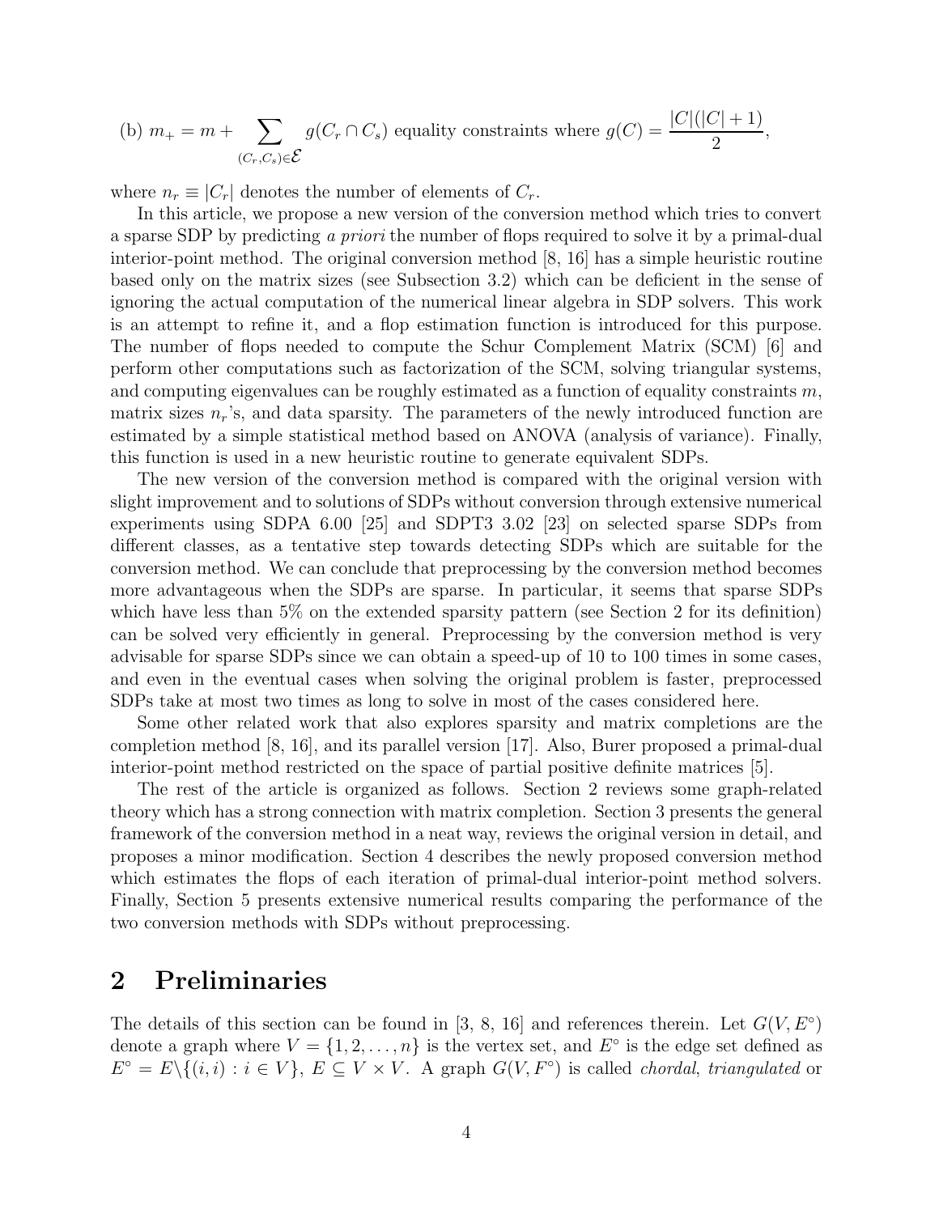(b) $m_+ = m + \sum_{(C_r, C_s) \in \mathcal{E}} g(C_r \cap C_s)$ equality constraints where $g(C) = \frac{|C|(|C|+1)}{2}$,

where $n_r \equiv |C_r|$ denotes the number of elements of $C_r$.

In this article, we propose a new version of the conversion method which tries to convert a sparse SDP by predicting *a priori* the number of flops required to solve it by a primal-dual interior-point method. The original conversion method [8, 16] has a simple heuristic routine based only on the matrix sizes (see Subsection 3.2) which can be deficient in the sense of ignoring the actual computation of the numerical linear algebra in SDP solvers. This work is an attempt to refine it, and a flop estimation function is introduced for this purpose. The number of flops needed to compute the Schur Complement Matrix (SCM) [6] and perform other computations such as factorization of the SCM, solving triangular systems, and computing eigenvalues can be roughly estimated as a function of equality constraints $m$, matrix sizes $n_r$'s, and data sparsity. The parameters of the newly introduced function are estimated by a simple statistical method based on ANOVA (analysis of variance). Finally, this function is used in a new heuristic routine to generate equivalent SDPs.

The new version of the conversion method is compared with the original version with slight improvement and to solutions of SDPs without conversion through extensive numerical experiments using SDPA 6.00 [25] and SDPT3 3.02 [23] on selected sparse SDPs from different classes, as a tentative step towards detecting SDPs which are suitable for the conversion method. We can conclude that preprocessing by the conversion method becomes more advantageous when the SDPs are sparse. In particular, it seems that sparse SDPs which have less than 5% on the extended sparsity pattern (see Section 2 for its definition) can be solved very efficiently in general. Preprocessing by the conversion method is very advisable for sparse SDPs since we can obtain a speed-up of 10 to 100 times in some cases, and even in the eventual cases when solving the original problem is faster, preprocessed SDPs take at most two times as long to solve in most of the cases considered here.

Some other related work that also explores sparsity and matrix completions are the completion method [8, 16], and its parallel version [17]. Also, Burer proposed a primal-dual interior-point method restricted on the space of partial positive definite matrices [5].

The rest of the article is organized as follows. Section 2 reviews some graph-related theory which has a strong connection with matrix completion. Section 3 presents the general framework of the conversion method in a neat way, reviews the original version in detail, and proposes a minor modification. Section 4 describes the newly proposed conversion method which estimates the flops of each iteration of primal-dual interior-point method solvers. Finally, Section 5 presents extensive numerical results comparing the performance of the two conversion methods with SDPs without preprocessing.

# 2 Preliminaries

The details of this section can be found in [3, 8, 16] and references therein. Let $G(V, E^\circ)$ denote a graph where $V = \{1, 2, \ldots, n\}$ is the vertex set, and $E^\circ$ is the edge set defined as $E^\circ = E \backslash \{(i, i) : i \in V\}$, $E \subseteq V \times V$. A graph $G(V, F^\circ)$ is called *chordal*, *triangulated* or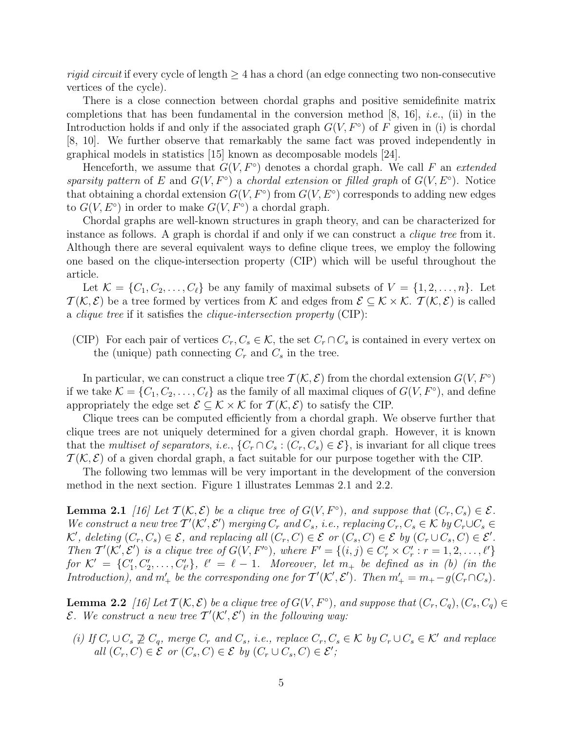*rigid circuit* if every cycle of length $\geq 4$ has a chord (an edge connecting two non-consecutive vertices of the cycle).

There is a close connection between chordal graphs and positive semidefinite matrix completions that has been fundamental in the conversion method [8, 16], *i.e.*, (ii) in the Introduction holds if and only if the associated graph $G(V, F^{\circ})$ of $F$ given in (i) is chordal [8, 10]. We further observe that remarkably the same fact was proved independently in graphical models in statistics [15] known as decomposable models [24].

Henceforth, we assume that $G(V, F^{\circ})$ denotes a chordal graph. We call $F$ an *extended sparsity pattern* of $E$ and $G(V, F^{\circ})$ a *chordal extension* or *filled graph* of $G(V, E^{\circ})$. Notice that obtaining a chordal extension $G(V, F^{\circ})$ from $G(V, E^{\circ})$ corresponds to adding new edges to $G(V, E^{\circ})$ in order to make $G(V, F^{\circ})$ a chordal graph.

Chordal graphs are well-known structures in graph theory, and can be characterized for instance as follows. A graph is chordal if and only if we can construct a *clique tree* from it. Although there are several equivalent ways to define clique trees, we employ the following one based on the clique-intersection property (CIP) which will be useful throughout the article.

Let $\mathcal{K} = \{C_1, C_2, \ldots, C_\ell\}$ be any family of maximal subsets of $V = \{1, 2, \ldots, n\}$. Let $\mathcal{T}(\mathcal{K}, \mathcal{E})$ be a tree formed by vertices from $\mathcal{K}$ and edges from $\mathcal{E} \subseteq \mathcal{K} \times \mathcal{K}$. $\mathcal{T}(\mathcal{K}, \mathcal{E})$ is called a *clique tree* if it satisfies the *clique-intersection property* (CIP):

(CIP) For each pair of vertices $C_r, C_s \in \mathcal{K}$, the set $C_r \cap C_s$ is contained in every vertex on the (unique) path connecting $C_r$ and $C_s$ in the tree.

In particular, we can construct a clique tree $\mathcal{T}(\mathcal{K}, \mathcal{E})$ from the chordal extension $G(V, F^{\circ})$ if we take $\mathcal{K} = \{C_1, C_2, \ldots, C_\ell\}$ as the family of all maximal cliques of $G(V, F^{\circ})$, and define appropriately the edge set $\mathcal{E} \subseteq \mathcal{K} \times \mathcal{K}$ for $\mathcal{T}(\mathcal{K}, \mathcal{E})$ to satisfy the CIP.

Clique trees can be computed efficiently from a chordal graph. We observe further that clique trees are not uniquely determined for a given chordal graph. However, it is known that the *multiset of separators*, *i.e.*, $\{C_r \cap C_s : (C_r, C_s) \in \mathcal{E}\}$, is invariant for all clique trees $\mathcal{T}(\mathcal{K}, \mathcal{E})$ of a given chordal graph, a fact suitable for our purpose together with the CIP.

The following two lemmas will be very important in the development of the conversion method in the next section. Figure 1 illustrates Lemmas 2.1 and 2.2.

**Lemma 2.1** *[16] Let $\mathcal{T}(\mathcal{K}, \mathcal{E})$ be a clique tree of $G(V, F^{\circ})$, and suppose that $(C_r, C_s) \in \mathcal{E}$. We construct a new tree $\mathcal{T}'(\mathcal{K}', \mathcal{E}')$ merging $C_r$ and $C_s$, i.e., replacing $C_r, C_s \in \mathcal{K}$ by $C_r \cup C_s \in \mathcal{K}'$, deleting $(C_r, C_s) \in \mathcal{E}$, and replacing all $(C_r, C) \in \mathcal{E}$ or $(C_s, C) \in \mathcal{E}$ by $(C_r \cup C_s, C) \in \mathcal{E}'$. Then $\mathcal{T}'(\mathcal{K}', \mathcal{E}')$ is a clique tree of $G(V, F'^{\circ})$, where $F' = \{(i,j) \in C'_r \times C'_r : r = 1, 2, \ldots, \ell'\}$ for $\mathcal{K}' = \{C'_1, C'_2, \ldots, C'_{\ell'}\}$, $\ell' = \ell - 1$. Moreover, let $m_+$ be defined as in (b) (in the Introduction), and $m'_+$ be the corresponding one for $\mathcal{T}'(\mathcal{K}', \mathcal{E}')$. Then $m'_+ = m_+ - g(C_r \cap C_s)$.*

**Lemma 2.2** *[16] Let $\mathcal{T}(\mathcal{K}, \mathcal{E})$ be a clique tree of $G(V, F^{\circ})$, and suppose that $(C_r, C_q), (C_s, C_q) \in \mathcal{E}$. We construct a new tree $\mathcal{T}'(\mathcal{K}', \mathcal{E}')$ in the following way:*

*(i) If $C_r \cup C_s \not\supseteq C_q$, merge $C_r$ and $C_s$, i.e., replace $C_r, C_s \in \mathcal{K}$ by $C_r \cup C_s \in \mathcal{K}'$ and replace all $(C_r, C) \in \mathcal{E}$ or $(C_s, C) \in \mathcal{E}$ by $(C_r \cup C_s, C) \in \mathcal{E}'$;*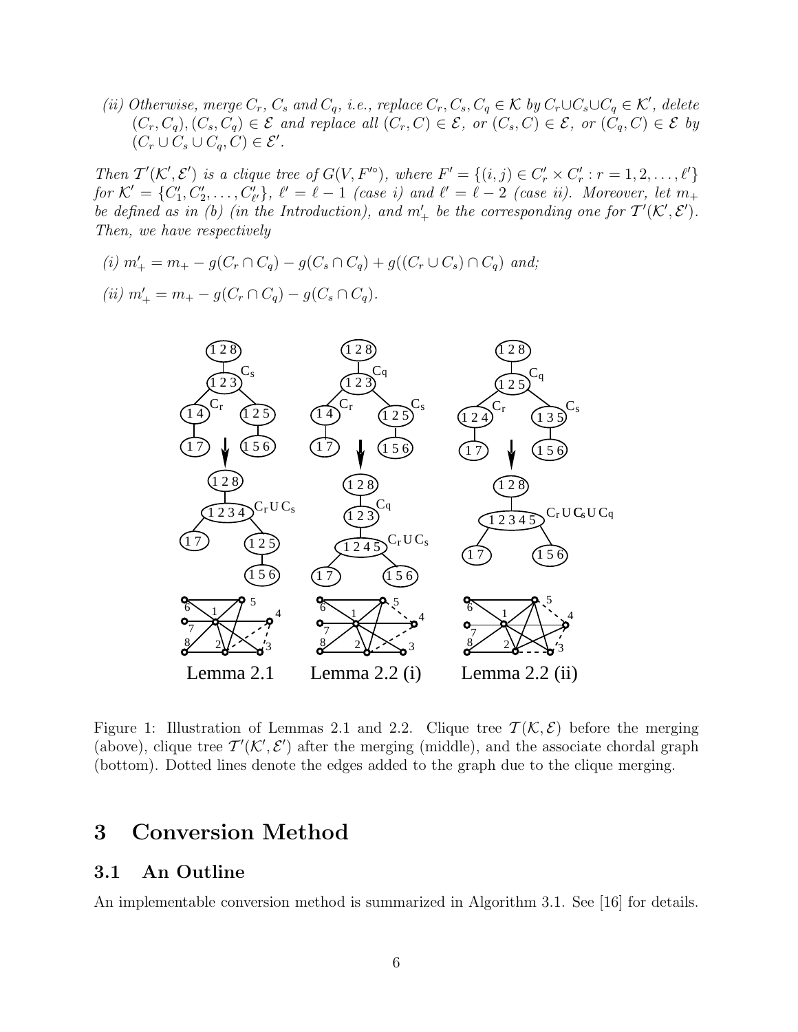*(ii) Otherwise, merge $C_r$, $C_s$ and $C_q$, i.e., replace $C_r, C_s, C_q \in \mathcal{K}$ by $C_r \cup C_s \cup C_q \in \mathcal{K}'$, delete $(C_r, C_q), (C_s, C_q) \in \mathcal{E}$ and replace all $(C_r, C) \in \mathcal{E}$, or $(C_s, C) \in \mathcal{E}$, or $(C_q, C) \in \mathcal{E}$ by $(C_r \cup C_s \cup C_q, C) \in \mathcal{E}'$.*

*Then $\mathcal{T}'(\mathcal{K}', \mathcal{E}')$ is a clique tree of $G(V, F'^{\circ})$, where $F' = \{(i,j) \in C'_r \times C'_r : r = 1, 2, \ldots, \ell'\}$ for $\mathcal{K}' = \{C'_1, C'_2, \ldots, C'_{\ell'}\}$, $\ell' = \ell - 1$ (case i) and $\ell' = \ell - 2$ (case ii). Moreover, let $m_+$ be defined as in (b) (in the Introduction), and $m'_+$ be the corresponding one for $\mathcal{T}'(\mathcal{K}', \mathcal{E}')$. Then, we have respectively*

*(i) $m'_+ = m_+ - g(C_r \cap C_q) - g(C_s \cap C_q) + g((C_r \cup C_s) \cap C_q)$ and;*

*(ii) $m'_+ = m_+ - g(C_r \cap C_q) - g(C_s \cap C_q)$.*

Figure 1: Illustration of Lemmas 2.1 and 2.2. Clique tree $\mathcal{T}(\mathcal{K}, \mathcal{E})$ before the merging (above), clique tree $\mathcal{T}'(\mathcal{K}', \mathcal{E}')$ after the merging (middle), and the associate chordal graph (bottom). Dotted lines denote the edges added to the graph due to the clique merging.

# 3 Conversion Method

## 3.1 An Outline

An implementable conversion method is summarized in Algorithm 3.1. See [16] for details.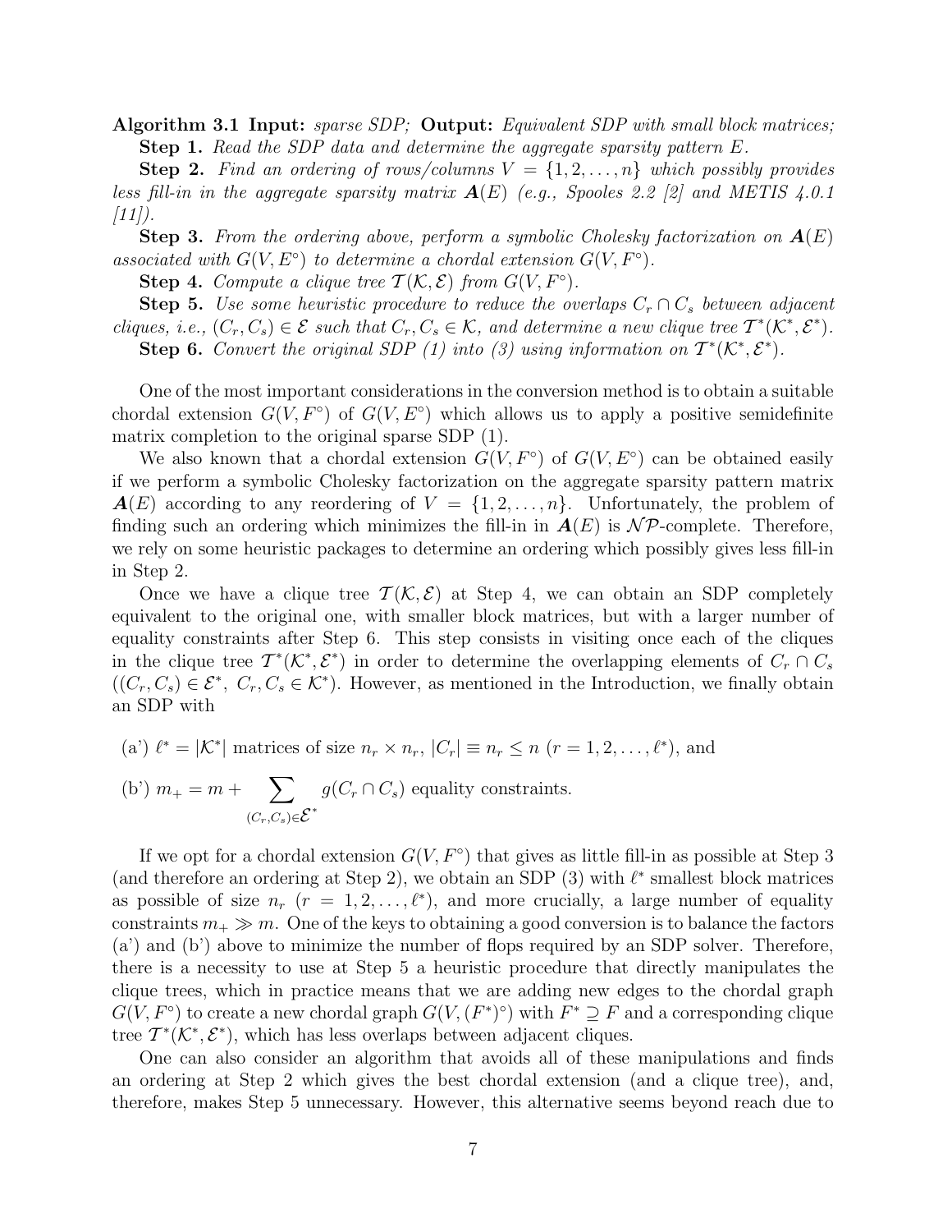**Algorithm 3.1 Input:** *sparse SDP;* **Output:** *Equivalent SDP with small block matrices;*

**Step 1.** *Read the SDP data and determine the aggregate sparsity pattern $E$.*

**Step 2.** *Find an ordering of rows/columns $V = \{1, 2, \ldots, n\}$ which possibly provides less fill-in in the aggregate sparsity matrix $\boldsymbol{A}(E)$ (e.g., Spooles 2.2 [2] and METIS 4.0.1 [11]).*

**Step 3.** *From the ordering above, perform a symbolic Cholesky factorization on $\boldsymbol{A}(E)$ associated with $G(V, E^\circ)$ to determine a chordal extension $G(V, F^\circ)$.*

**Step 4.** *Compute a clique tree $\mathcal{T}(\mathcal{K}, \mathcal{E})$ from $G(V, F^\circ)$.*

**Step 5.** *Use some heuristic procedure to reduce the overlaps $C_r \cap C_s$ between adjacent cliques, i.e., $(C_r, C_s) \in \mathcal{E}$ such that $C_r, C_s \in \mathcal{K}$, and determine a new clique tree $\mathcal{T}^*(\mathcal{K}^*, \mathcal{E}^*)$.*

**Step 6.** *Convert the original SDP (1) into (3) using information on $\mathcal{T}^*(\mathcal{K}^*, \mathcal{E}^*)$.*

One of the most important considerations in the conversion method is to obtain a suitable chordal extension $G(V, F^\circ)$ of $G(V, E^\circ)$ which allows us to apply a positive semidefinite matrix completion to the original sparse SDP (1).

We also known that a chordal extension $G(V, F^\circ)$ of $G(V, E^\circ)$ can be obtained easily if we perform a symbolic Cholesky factorization on the aggregate sparsity pattern matrix $\boldsymbol{A}(E)$ according to any reordering of $V = \{1, 2, \ldots, n\}$. Unfortunately, the problem of finding such an ordering which minimizes the fill-in in $\boldsymbol{A}(E)$ is $\mathcal{NP}$-complete. Therefore, we rely on some heuristic packages to determine an ordering which possibly gives less fill-in in Step 2.

Once we have a clique tree $\mathcal{T}(\mathcal{K}, \mathcal{E})$ at Step 4, we can obtain an SDP completely equivalent to the original one, with smaller block matrices, but with a larger number of equality constraints after Step 6. This step consists in visiting once each of the cliques in the clique tree $\mathcal{T}^*(\mathcal{K}^*, \mathcal{E}^*)$ in order to determine the overlapping elements of $C_r \cap C_s$ ($(C_r, C_s) \in \mathcal{E}^*,\ C_r, C_s \in \mathcal{K}^*$). However, as mentioned in the Introduction, we finally obtain an SDP with

(a') $\ell^* = |\mathcal{K}^*|$ matrices of size $n_r \times n_r$, $|C_r| \equiv n_r \leq n$ ($r = 1, 2, \ldots, \ell^*$), and

(b') $m_+ = m + \displaystyle\sum_{(C_r, C_s) \in \mathcal{E}^*} g(C_r \cap C_s)$ equality constraints.

If we opt for a chordal extension $G(V, F^\circ)$ that gives as little fill-in as possible at Step 3 (and therefore an ordering at Step 2), we obtain an SDP (3) with $\ell^*$ smallest block matrices as possible of size $n_r$ ($r = 1, 2, \ldots, \ell^*$), and more crucially, a large number of equality constraints $m_+ \gg m$. One of the keys to obtaining a good conversion is to balance the factors (a') and (b') above to minimize the number of flops required by an SDP solver. Therefore, there is a necessity to use at Step 5 a heuristic procedure that directly manipulates the clique trees, which in practice means that we are adding new edges to the chordal graph $G(V, F^\circ)$ to create a new chordal graph $G(V, (F^*)^\circ)$ with $F^* \supseteq F$ and a corresponding clique tree $\mathcal{T}^*(\mathcal{K}^*, \mathcal{E}^*)$, which has less overlaps between adjacent cliques.

One can also consider an algorithm that avoids all of these manipulations and finds an ordering at Step 2 which gives the best chordal extension (and a clique tree), and, therefore, makes Step 5 unnecessary. However, this alternative seems beyond reach due to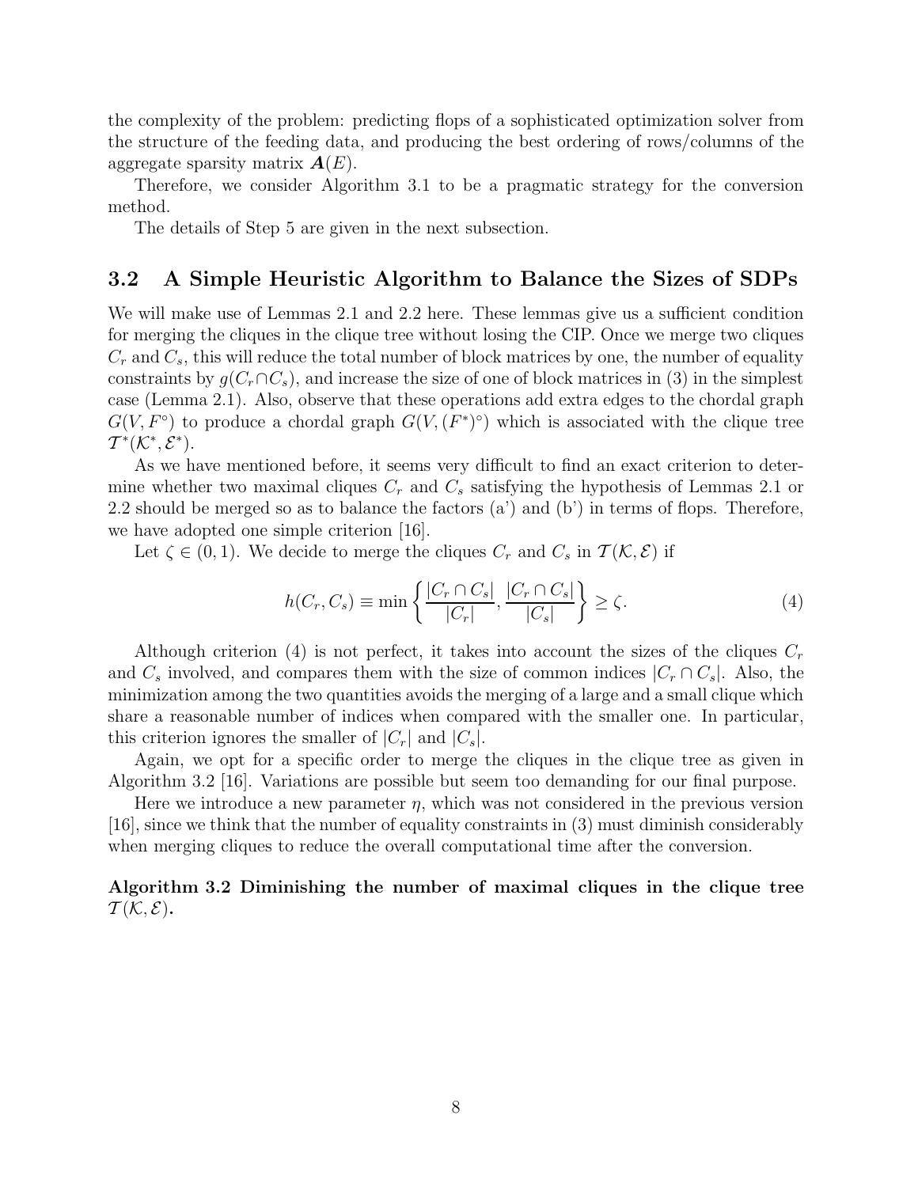the complexity of the problem: predicting flops of a sophisticated optimization solver from the structure of the feeding data, and producing the best ordering of rows/columns of the aggregate sparsity matrix $\boldsymbol{A}(E)$.

Therefore, we consider Algorithm 3.1 to be a pragmatic strategy for the conversion method.

The details of Step 5 are given in the next subsection.

## 3.2 A Simple Heuristic Algorithm to Balance the Sizes of SDPs

We will make use of Lemmas 2.1 and 2.2 here. These lemmas give us a sufficient condition for merging the cliques in the clique tree without losing the CIP. Once we merge two cliques $C_r$ and $C_s$, this will reduce the total number of block matrices by one, the number of equality constraints by $g(C_r \cap C_s)$, and increase the size of one of block matrices in (3) in the simplest case (Lemma 2.1). Also, observe that these operations add extra edges to the chordal graph $G(V, F^\circ)$ to produce a chordal graph $G(V, (F^*)^\circ)$ which is associated with the clique tree $\mathcal{T}^*(\mathcal{K}^*, \mathcal{E}^*)$.

As we have mentioned before, it seems very difficult to find an exact criterion to determine whether two maximal cliques $C_r$ and $C_s$ satisfying the hypothesis of Lemmas 2.1 or 2.2 should be merged so as to balance the factors (a') and (b') in terms of flops. Therefore, we have adopted one simple criterion [16].

Let $\zeta \in (0, 1)$. We decide to merge the cliques $C_r$ and $C_s$ in $\mathcal{T}(\mathcal{K}, \mathcal{E})$ if

$$h(C_r, C_s) \equiv \min \left\{ \frac{|C_r \cap C_s|}{|C_r|}, \frac{|C_r \cap C_s|}{|C_s|} \right\} \geq \zeta. \tag{4}$$

Although criterion (4) is not perfect, it takes into account the sizes of the cliques $C_r$ and $C_s$ involved, and compares them with the size of common indices $|C_r \cap C_s|$. Also, the minimization among the two quantities avoids the merging of a large and a small clique which share a reasonable number of indices when compared with the smaller one. In particular, this criterion ignores the smaller of $|C_r|$ and $|C_s|$.

Again, we opt for a specific order to merge the cliques in the clique tree as given in Algorithm 3.2 [16]. Variations are possible but seem too demanding for our final purpose.

Here we introduce a new parameter $\eta$, which was not considered in the previous version [16], since we think that the number of equality constraints in (3) must diminish considerably when merging cliques to reduce the overall computational time after the conversion.

**Algorithm 3.2 Diminishing the number of maximal cliques in the clique tree $\mathcal{T}(\mathcal{K}, \mathcal{E})$.**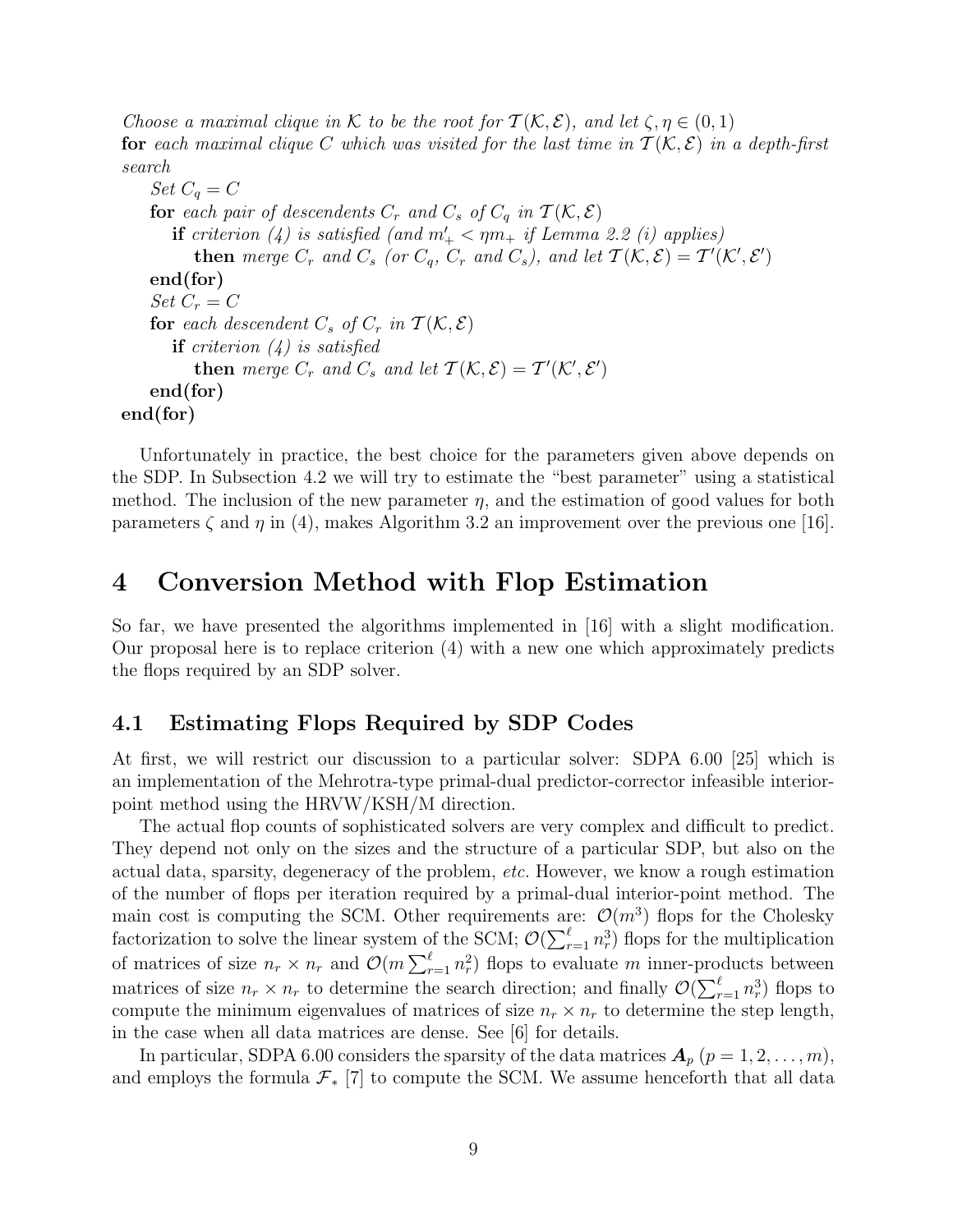*Choose a maximal clique in $\mathcal{K}$ to be the root for $\mathcal{T}(\mathcal{K}, \mathcal{E})$, and let $\zeta, \eta \in (0, 1)$*
**for** *each maximal clique $C$ which was visited for the last time in $\mathcal{T}(\mathcal{K}, \mathcal{E})$ in a depth-first search*
  *Set $C_q = C$*
  **for** *each pair of descendents $C_r$ and $C_s$ of $C_q$ in $\mathcal{T}(\mathcal{K}, \mathcal{E})$*
    **if** *criterion (4) is satisfied (and $m'_+ < \eta m_+$ if Lemma 2.2 (i) applies)*
      **then** *merge $C_r$ and $C_s$ (or $C_q$, $C_r$ and $C_s$), and let $\mathcal{T}(\mathcal{K}, \mathcal{E}) = \mathcal{T}'(\mathcal{K}', \mathcal{E}')$*
  **end(for)**
  *Set $C_r = C$*
  **for** *each descendent $C_s$ of $C_r$ in $\mathcal{T}(\mathcal{K}, \mathcal{E})$*
    **if** *criterion (4) is satisfied*
      **then** *merge $C_r$ and $C_s$ and let $\mathcal{T}(\mathcal{K}, \mathcal{E}) = \mathcal{T}'(\mathcal{K}', \mathcal{E}')$*
  **end(for)**
**end(for)**

Unfortunately in practice, the best choice for the parameters given above depends on the SDP. In Subsection 4.2 we will try to estimate the "best parameter" using a statistical method. The inclusion of the new parameter $\eta$, and the estimation of good values for both parameters $\zeta$ and $\eta$ in (4), makes Algorithm 3.2 an improvement over the previous one [16].

# 4 Conversion Method with Flop Estimation

So far, we have presented the algorithms implemented in [16] with a slight modification. Our proposal here is to replace criterion (4) with a new one which approximately predicts the flops required by an SDP solver.

## 4.1 Estimating Flops Required by SDP Codes

At first, we will restrict our discussion to a particular solver: SDPA 6.00 [25] which is an implementation of the Mehrotra-type primal-dual predictor-corrector infeasible interior-point method using the HRVW/KSH/M direction.

The actual flop counts of sophisticated solvers are very complex and difficult to predict. They depend not only on the sizes and the structure of a particular SDP, but also on the actual data, sparsity, degeneracy of the problem, *etc.* However, we know a rough estimation of the number of flops per iteration required by a primal-dual interior-point method. The main cost is computing the SCM. Other requirements are: $\mathcal{O}(m^3)$ flops for the Cholesky factorization to solve the linear system of the SCM; $\mathcal{O}(\sum_{r=1}^{\ell} n_r^3)$ flops for the multiplication of matrices of size $n_r \times n_r$ and $\mathcal{O}(m \sum_{r=1}^{\ell} n_r^2)$ flops to evaluate $m$ inner-products between matrices of size $n_r \times n_r$ to determine the search direction; and finally $\mathcal{O}(\sum_{r=1}^{\ell} n_r^3)$ flops to compute the minimum eigenvalues of matrices of size $n_r \times n_r$ to determine the step length, in the case when all data matrices are dense. See [6] for details.

In particular, SDPA 6.00 considers the sparsity of the data matrices $\boldsymbol{A}_p$ $(p = 1, 2, \ldots, m)$, and employs the formula $\mathcal{F}_*$ [7] to compute the SCM. We assume henceforth that all data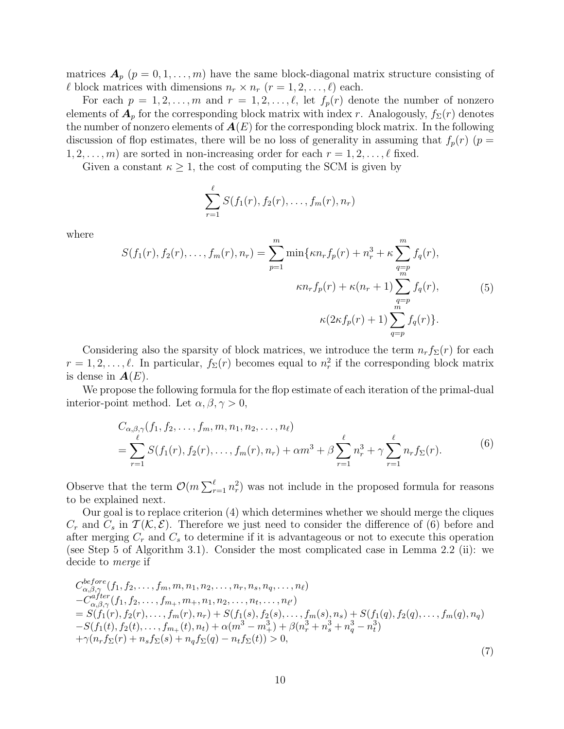matrices $\boldsymbol{A}_p$ ($p = 0, 1, \ldots, m$) have the same block-diagonal matrix structure consisting of $\ell$ block matrices with dimensions $n_r \times n_r$ ($r = 1, 2, \ldots, \ell$) each.

For each $p = 1, 2, \ldots, m$ and $r = 1, 2, \ldots, \ell$, let $f_p(r)$ denote the number of nonzero elements of $\boldsymbol{A}_p$ for the corresponding block matrix with index $r$. Analogously, $f_\Sigma(r)$ denotes the number of nonzero elements of $\boldsymbol{A}(E)$ for the corresponding block matrix. In the following discussion of flop estimates, there will be no loss of generality in assuming that $f_p(r)$ ($p = 1, 2, \ldots, m$) are sorted in non-increasing order for each $r = 1, 2, \ldots, \ell$ fixed.

Given a constant $\kappa \geq 1$, the cost of computing the SCM is given by

$$\sum_{r=1}^{\ell} S(f_1(r), f_2(r), \ldots, f_m(r), n_r)$$

where

$$\begin{aligned} S(f_1(r), f_2(r), \ldots, f_m(r), n_r) = \sum_{p=1}^{m} \min\{ & \kappa n_r f_p(r) + n_r^3 + \kappa \sum_{q=p}^{m} f_q(r), \\ & \kappa n_r f_p(r) + \kappa(n_r + 1) \sum_{q=p}^{m} f_q(r), \\ & \kappa(2\kappa f_p(r) + 1) \sum_{q=p}^{m} f_q(r)\}. \end{aligned} \tag{5}$$

Considering also the sparsity of block matrices, we introduce the term $n_r f_\Sigma(r)$ for each $r = 1, 2, \ldots, \ell$. In particular, $f_\Sigma(r)$ becomes equal to $n_r^2$ if the corresponding block matrix is dense in $\boldsymbol{A}(E)$.

We propose the following formula for the flop estimate of each iteration of the primal-dual interior-point method. Let $\alpha, \beta, \gamma > 0$,

$$\begin{aligned} & C_{\alpha,\beta,\gamma}(f_1, f_2, \ldots, f_m, m, n_1, n_2, \ldots, n_\ell) \\ & = \sum_{r=1}^{\ell} S(f_1(r), f_2(r), \ldots, f_m(r), n_r) + \alpha m^3 + \beta \sum_{r=1}^{\ell} n_r^3 + \gamma \sum_{r=1}^{\ell} n_r f_\Sigma(r). \end{aligned} \tag{6}$$

Observe that the term $\mathcal{O}(m \sum_{r=1}^{\ell} n_r^2)$ was not include in the proposed formula for reasons to be explained next.

Our goal is to replace criterion (4) which determines whether we should merge the cliques $C_r$ and $C_s$ in $\mathcal{T}(\mathcal{K}, \mathcal{E})$. Therefore we just need to consider the difference of (6) before and after merging $C_r$ and $C_s$ to determine if it is advantageous or not to execute this operation (see Step 5 of Algorithm 3.1). Consider the most complicated case in Lemma 2.2 (ii): we decide to *merge* if

$$\begin{aligned} & C^{before}_{\alpha,\beta,\gamma}(f_1, f_2, \ldots, f_m, m, n_1, n_2, \ldots, n_r, n_s, n_q, \ldots, n_\ell) \\ & - C^{after}_{\alpha,\beta,\gamma}(f_1, f_2, \ldots, f_{m_+}, m_+, n_1, n_2, \ldots, n_t, \ldots, n_{\ell'}) \\ & = S(f_1(r), f_2(r), \ldots, f_m(r), n_r) + S(f_1(s), f_2(s), \ldots, f_m(s), n_s) + S(f_1(q), f_2(q), \ldots, f_m(q), n_q) \\ & - S(f_1(t), f_2(t), \ldots, f_{m_+}(t), n_t) + \alpha(m^3 - m_+^3) + \beta(n_r^3 + n_s^3 + n_q^3 - n_t^3) \\ & + \gamma(n_r f_\Sigma(r) + n_s f_\Sigma(s) + n_q f_\Sigma(q) - n_t f_\Sigma(t)) > 0, \end{aligned} \tag{7}$$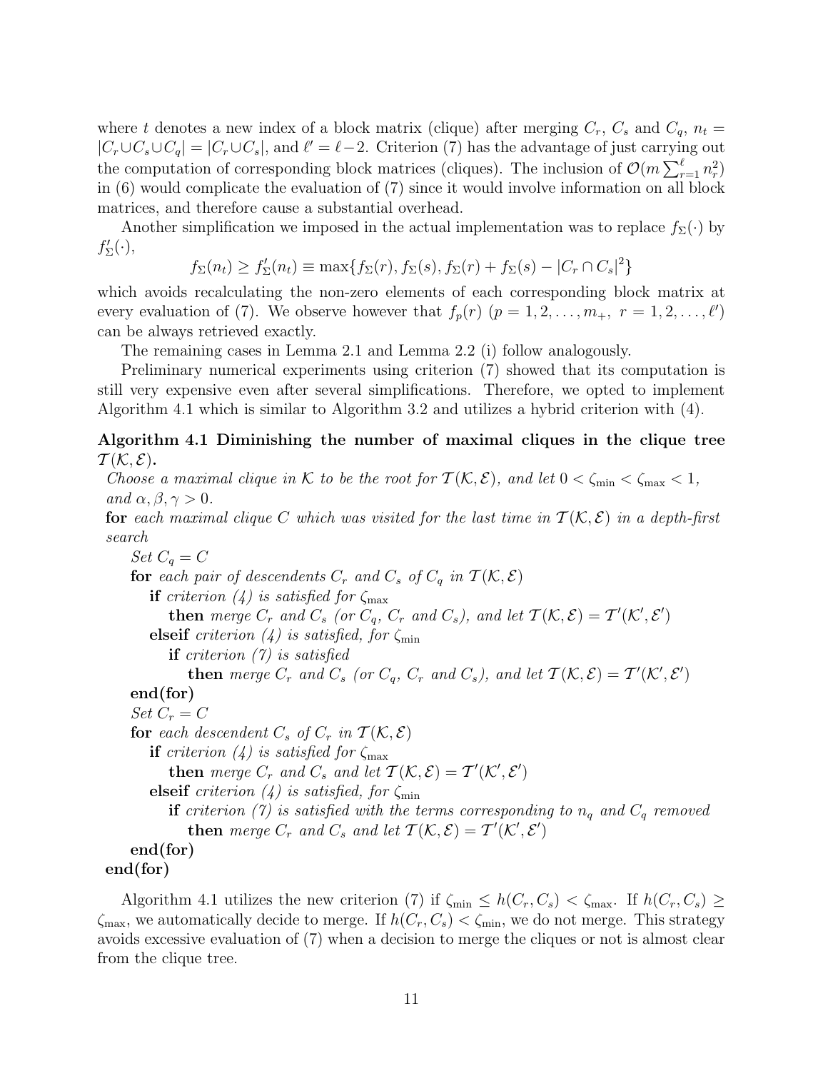where $t$ denotes a new index of a block matrix (clique) after merging $C_r$, $C_s$ and $C_q$, $n_t = |C_r \cup C_s \cup C_q| = |C_r \cup C_s|$, and $\ell' = \ell - 2$. Criterion (7) has the advantage of just carrying out the computation of corresponding block matrices (cliques). The inclusion of $\mathcal{O}(m \sum_{r=1}^{\ell} n_r^2)$ in (6) would complicate the evaluation of (7) since it would involve information on all block matrices, and therefore cause a substantial overhead.

Another simplification we imposed in the actual implementation was to replace $f_\Sigma(\cdot)$ by $f'_\Sigma(\cdot)$,

$$f_\Sigma(n_t) \geq f'_\Sigma(n_t) \equiv \max\{f_\Sigma(r), f_\Sigma(s), f_\Sigma(r) + f_\Sigma(s) - |C_r \cap C_s|^2\}$$

which avoids recalculating the non-zero elements of each corresponding block matrix at every evaluation of (7). We observe however that $f_p(r)$ $(p = 1, 2, \ldots, m_+,\ r = 1, 2, \ldots, \ell')$ can be always retrieved exactly.

The remaining cases in Lemma 2.1 and Lemma 2.2 (i) follow analogously.

Preliminary numerical experiments using criterion (7) showed that its computation is still very expensive even after several simplifications. Therefore, we opted to implement Algorithm 4.1 which is similar to Algorithm 3.2 and utilizes a hybrid criterion with (4).

**Algorithm 4.1 Diminishing the number of maximal cliques in the clique tree $\mathcal{T}(\mathcal{K}, \mathcal{E})$.**

*Choose a maximal clique in $\mathcal{K}$ to be the root for $\mathcal{T}(\mathcal{K}, \mathcal{E})$, and let $0 < \zeta_{\min} < \zeta_{\max} < 1$, and $\alpha, \beta, \gamma > 0$.*

**for** *each maximal clique $C$ which was visited for the last time in $\mathcal{T}(\mathcal{K}, \mathcal{E})$ in a depth-first search*
- *Set $C_q = C$*
- **for** *each pair of descendents $C_r$ and $C_s$ of $C_q$ in $\mathcal{T}(\mathcal{K}, \mathcal{E})$*
  - **if** *criterion (4) is satisfied for $\zeta_{\max}$*
    - **then** *merge $C_r$ and $C_s$ (or $C_q$, $C_r$ and $C_s$), and let $\mathcal{T}(\mathcal{K}, \mathcal{E}) = \mathcal{T}'(\mathcal{K}', \mathcal{E}')$*
  - **elseif** *criterion (4) is satisfied, for $\zeta_{\min}$*
    - **if** *criterion (7) is satisfied*
      - **then** *merge $C_r$ and $C_s$ (or $C_q$, $C_r$ and $C_s$), and let $\mathcal{T}(\mathcal{K}, \mathcal{E}) = \mathcal{T}'(\mathcal{K}', \mathcal{E}')$*
- **end(for)**
- *Set $C_r = C$*
- **for** *each descendent $C_s$ of $C_r$ in $\mathcal{T}(\mathcal{K}, \mathcal{E})$*
  - **if** *criterion (4) is satisfied for $\zeta_{\max}$*
    - **then** *merge $C_r$ and $C_s$ and let $\mathcal{T}(\mathcal{K}, \mathcal{E}) = \mathcal{T}'(\mathcal{K}', \mathcal{E}')$*
  - **elseif** *criterion (4) is satisfied, for $\zeta_{\min}$*
    - **if** *criterion (7) is satisfied with the terms corresponding to $n_q$ and $C_q$ removed*
      - **then** *merge $C_r$ and $C_s$ and let $\mathcal{T}(\mathcal{K}, \mathcal{E}) = \mathcal{T}'(\mathcal{K}', \mathcal{E}')$*
- **end(for)**

**end(for)**

Algorithm 4.1 utilizes the new criterion (7) if $\zeta_{\min} \leq h(C_r, C_s) < \zeta_{\max}$. If $h(C_r, C_s) \geq \zeta_{\max}$, we automatically decide to merge. If $h(C_r, C_s) < \zeta_{\min}$, we do not merge. This strategy avoids excessive evaluation of (7) when a decision to merge the cliques or not is almost clear from the clique tree.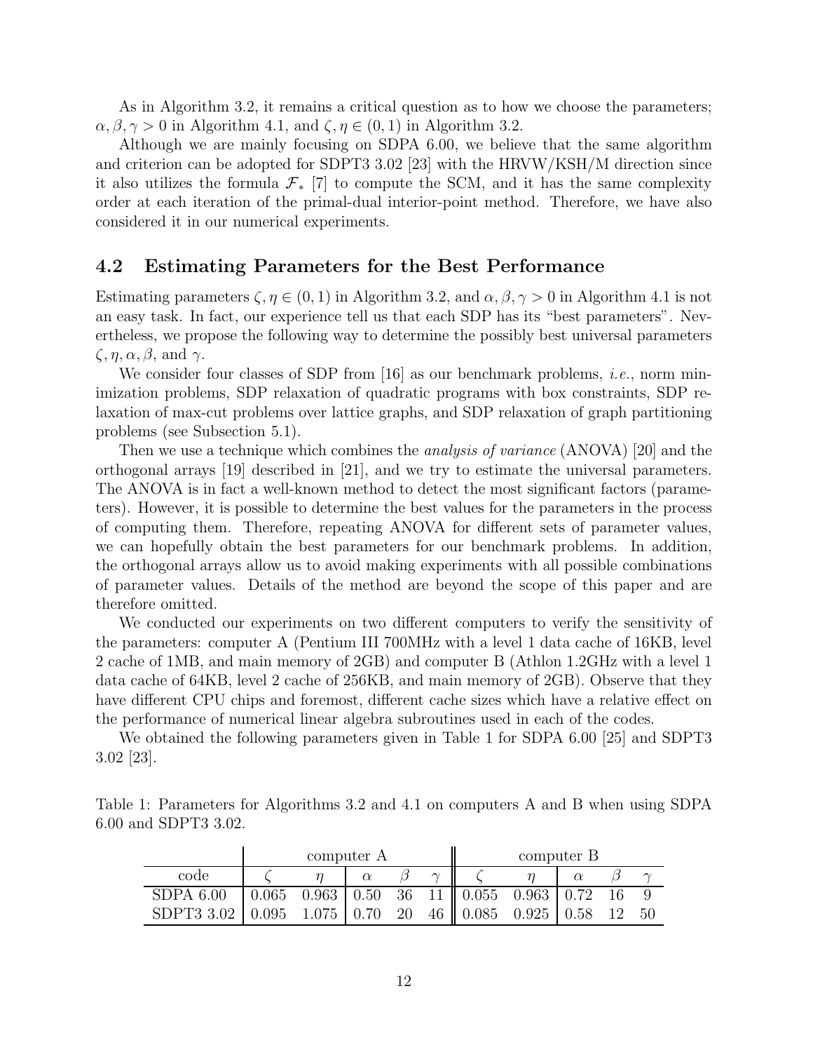As in Algorithm 3.2, it remains a critical question as to how we choose the parameters; $\alpha, \beta, \gamma > 0$ in Algorithm 4.1, and $\zeta, \eta \in (0, 1)$ in Algorithm 3.2.

Although we are mainly focusing on SDPA 6.00, we believe that the same algorithm and criterion can be adopted for SDPT3 3.02 [23] with the HRVW/KSH/M direction since it also utilizes the formula $\mathcal{F}_*$ [7] to compute the SCM, and it has the same complexity order at each iteration of the primal-dual interior-point method. Therefore, we have also considered it in our numerical experiments.

## 4.2 Estimating Parameters for the Best Performance

Estimating parameters $\zeta, \eta \in (0, 1)$ in Algorithm 3.2, and $\alpha, \beta, \gamma > 0$ in Algorithm 4.1 is not an easy task. In fact, our experience tell us that each SDP has its "best parameters". Nevertheless, we propose the following way to determine the possibly best universal parameters $\zeta, \eta, \alpha, \beta$, and $\gamma$.

We consider four classes of SDP from [16] as our benchmark problems, *i.e.*, norm minimization problems, SDP relaxation of quadratic programs with box constraints, SDP relaxation of max-cut problems over lattice graphs, and SDP relaxation of graph partitioning problems (see Subsection 5.1).

Then we use a technique which combines the *analysis of variance* (ANOVA) [20] and the orthogonal arrays [19] described in [21], and we try to estimate the universal parameters. The ANOVA is in fact a well-known method to detect the most significant factors (parameters). However, it is possible to determine the best values for the parameters in the process of computing them. Therefore, repeating ANOVA for different sets of parameter values, we can hopefully obtain the best parameters for our benchmark problems. In addition, the orthogonal arrays allow us to avoid making experiments with all possible combinations of parameter values. Details of the method are beyond the scope of this paper and are therefore omitted.

We conducted our experiments on two different computers to verify the sensitivity of the parameters: computer A (Pentium III 700MHz with a level 1 data cache of 16KB, level 2 cache of 1MB, and main memory of 2GB) and computer B (Athlon 1.2GHz with a level 1 data cache of 64KB, level 2 cache of 256KB, and main memory of 2GB). Observe that they have different CPU chips and foremost, different cache sizes which have a relative effect on the performance of numerical linear algebra subroutines used in each of the codes.

We obtained the following parameters given in Table 1 for SDPA 6.00 [25] and SDPT3 3.02 [23].

Table 1: Parameters for Algorithms 3.2 and 4.1 on computers A and B when using SDPA 6.00 and SDPT3 3.02.

| | computer A | | | | | computer B | | | | |
|---|---|---|---|---|---|---|---|---|---|---|
| code | $\zeta$ | $\eta$ | $\alpha$ | $\beta$ | $\gamma$ | $\zeta$ | $\eta$ | $\alpha$ | $\beta$ | $\gamma$ |
| SDPA 6.00 | 0.065 | 0.963 | 0.50 | 36 | 11 | 0.055 | 0.963 | 0.72 | 16 | 9 |
| SDPT3 3.02 | 0.095 | 1.075 | 0.70 | 20 | 46 | 0.085 | 0.925 | 0.58 | 12 | 50 |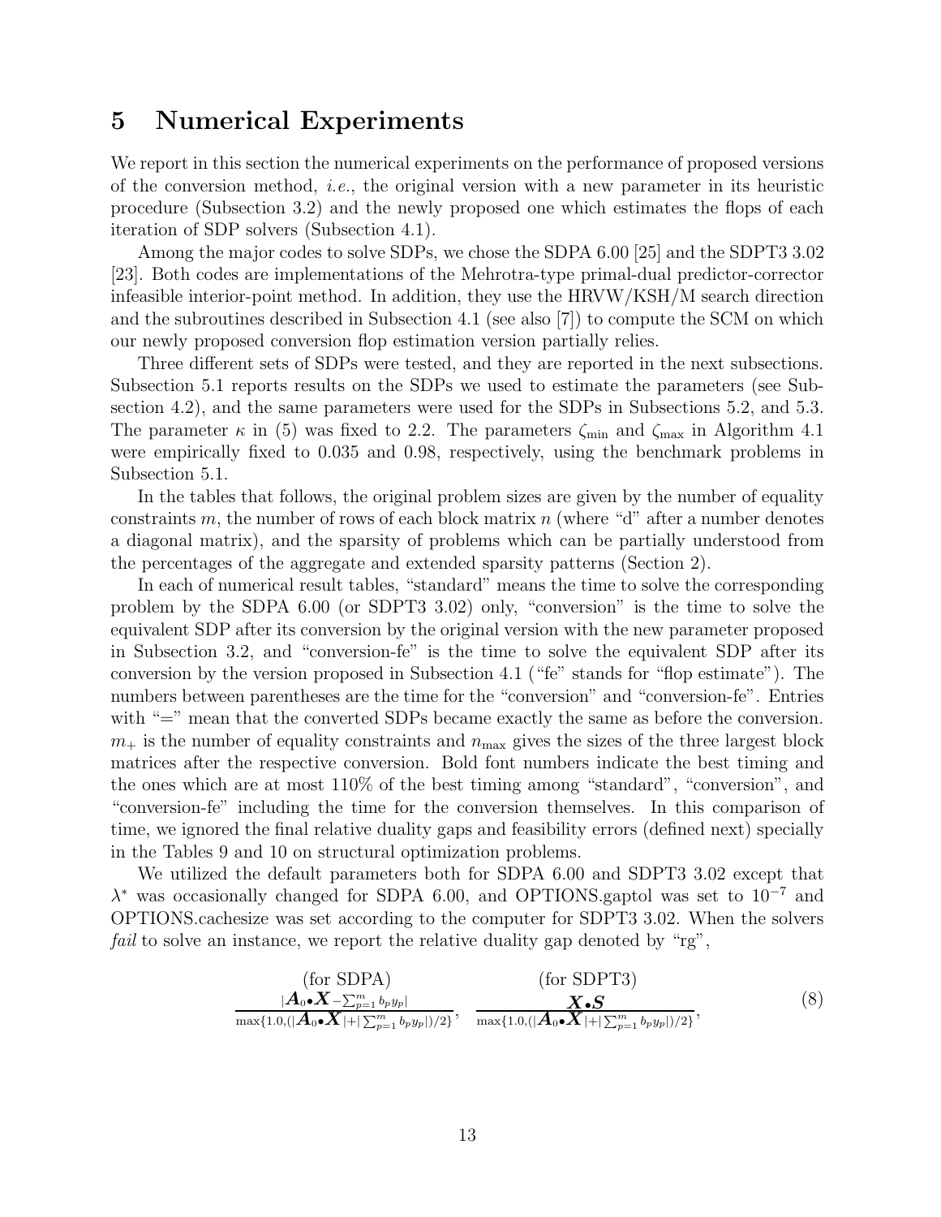## 5 Numerical Experiments

We report in this section the numerical experiments on the performance of proposed versions of the conversion method, *i.e.*, the original version with a new parameter in its heuristic procedure (Subsection 3.2) and the newly proposed one which estimates the flops of each iteration of SDP solvers (Subsection 4.1).

Among the major codes to solve SDPs, we chose the SDPA 6.00 [25] and the SDPT3 3.02 [23]. Both codes are implementations of the Mehrotra-type primal-dual predictor-corrector infeasible interior-point method. In addition, they use the HRVW/KSH/M search direction and the subroutines described in Subsection 4.1 (see also [7]) to compute the SCM on which our newly proposed conversion flop estimation version partially relies.

Three different sets of SDPs were tested, and they are reported in the next subsections. Subsection 5.1 reports results on the SDPs we used to estimate the parameters (see Subsection 4.2), and the same parameters were used for the SDPs in Subsections 5.2, and 5.3. The parameter $\kappa$ in (5) was fixed to 2.2. The parameters $\zeta_{\min}$ and $\zeta_{\max}$ in Algorithm 4.1 were empirically fixed to 0.035 and 0.98, respectively, using the benchmark problems in Subsection 5.1.

In the tables that follows, the original problem sizes are given by the number of equality constraints $m$, the number of rows of each block matrix $n$ (where "d" after a number denotes a diagonal matrix), and the sparsity of problems which can be partially understood from the percentages of the aggregate and extended sparsity patterns (Section 2).

In each of numerical result tables, "standard" means the time to solve the corresponding problem by the SDPA 6.00 (or SDPT3 3.02) only, "conversion" is the time to solve the equivalent SDP after its conversion by the original version with the new parameter proposed in Subsection 3.2, and "conversion-fe" is the time to solve the equivalent SDP after its conversion by the version proposed in Subsection 4.1 ("fe" stands for "flop estimate"). The numbers between parentheses are the time for the "conversion" and "conversion-fe". Entries with "=" mean that the converted SDPs became exactly the same as before the conversion. $m_+$ is the number of equality constraints and $n_{\max}$ gives the sizes of the three largest block matrices after the respective conversion. Bold font numbers indicate the best timing and the ones which are at most 110% of the best timing among "standard", "conversion", and "conversion-fe" including the time for the conversion themselves. In this comparison of time, we ignored the final relative duality gaps and feasibility errors (defined next) specially in the Tables 9 and 10 on structural optimization problems.

We utilized the default parameters both for SDPA 6.00 and SDPT3 3.02 except that $\lambda^*$ was occasionally changed for SDPA 6.00, and OPTIONS.gaptol was set to $10^{-7}$ and OPTIONS.cachesize was set according to the computer for SDPT3 3.02. When the solvers *fail* to solve an instance, we report the relative duality gap denoted by "rg",

$$\underset{\text{(for SDPA)}}{\frac{|\boldsymbol{A}_0 \bullet \boldsymbol{X} - \sum_{p=1}^m b_p y_p|}{\max\{1.0, (|\boldsymbol{A}_0 \bullet \boldsymbol{X}| + |\sum_{p=1}^m b_p y_p|)/2\}}}, \quad \underset{\text{(for SDPT3)}}{\frac{\boldsymbol{X} \bullet \boldsymbol{S}}{\max\{1.0, (|\boldsymbol{A}_0 \bullet \boldsymbol{X}| + |\sum_{p=1}^m b_p y_p|)/2\}}}, \tag{8}$$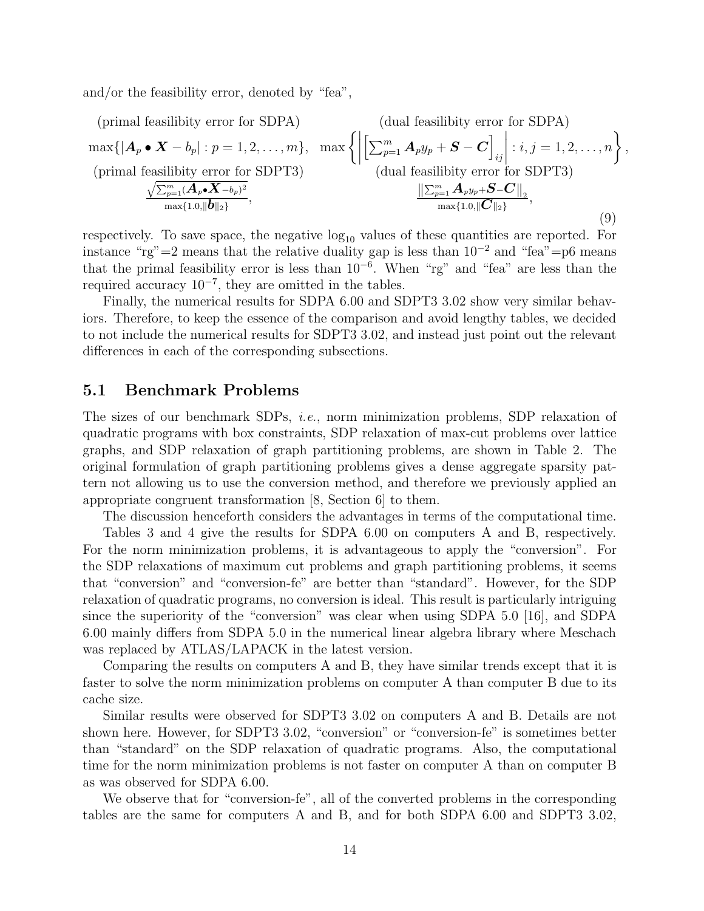and/or the feasibility error, denoted by "fea",

$$
\begin{array}{cc}
\text{(primal feasilibity error for SDPA)} & \text{(dual feasilibity error for SDPA)} \\
\max\{|\boldsymbol{A}_p \bullet \boldsymbol{X} - b_p| : p = 1, 2, \ldots, m\}, & \max\left\{ \left| \left[ \sum_{p=1}^m \boldsymbol{A}_p y_p + \boldsymbol{S} - \boldsymbol{C} \right]_{ij} \right| : i, j = 1, 2, \ldots, n \right\}, \\
\text{(primal feasilibity error for SDPT3)} & \text{(dual feasilibity error for SDPT3)} \\
\frac{\sqrt{\sum_{p=1}^m (\boldsymbol{A}_p \bullet \boldsymbol{X} - b_p)^2}}{\max\{1.0, \|\boldsymbol{b}\|_2\}}, & \frac{\| \sum_{p=1}^m \boldsymbol{A}_p y_p + \boldsymbol{S} - \boldsymbol{C} \|_2}{\max\{1.0, \|\boldsymbol{C}\|_2\}},
\end{array}
\tag{9}
$$

respectively. To save space, the negative $\log_{10}$ values of these quantities are reported. For instance "rg"=2 means that the relative duality gap is less than $10^{-2}$ and "fea"=p6 means that the primal feasibility error is less than $10^{-6}$. When "rg" and "fea" are less than the required accuracy $10^{-7}$, they are omitted in the tables.

Finally, the numerical results for SDPA 6.00 and SDPT3 3.02 show very similar behaviors. Therefore, to keep the essence of the comparison and avoid lengthy tables, we decided to not include the numerical results for SDPT3 3.02, and instead just point out the relevant differences in each of the corresponding subsections.

## 5.1 Benchmark Problems

The sizes of our benchmark SDPs, *i.e.*, norm minimization problems, SDP relaxation of quadratic programs with box constraints, SDP relaxation of max-cut problems over lattice graphs, and SDP relaxation of graph partitioning problems, are shown in Table 2. The original formulation of graph partitioning problems gives a dense aggregate sparsity pattern not allowing us to use the conversion method, and therefore we previously applied an appropriate congruent transformation [8, Section 6] to them.

The discussion henceforth considers the advantages in terms of the computational time.

Tables 3 and 4 give the results for SDPA 6.00 on computers A and B, respectively. For the norm minimization problems, it is advantageous to apply the "conversion". For the SDP relaxations of maximum cut problems and graph partitioning problems, it seems that "conversion" and "conversion-fe" are better than "standard". However, for the SDP relaxation of quadratic programs, no conversion is ideal. This result is particularly intriguing since the superiority of the "conversion" was clear when using SDPA 5.0 [16], and SDPA 6.00 mainly differs from SDPA 5.0 in the numerical linear algebra library where Meschach was replaced by ATLAS/LAPACK in the latest version.

Comparing the results on computers A and B, they have similar trends except that it is faster to solve the norm minimization problems on computer A than computer B due to its cache size.

Similar results were observed for SDPT3 3.02 on computers A and B. Details are not shown here. However, for SDPT3 3.02, "conversion" or "conversion-fe" is sometimes better than "standard" on the SDP relaxation of quadratic programs. Also, the computational time for the norm minimization problems is not faster on computer A than on computer B as was observed for SDPA 6.00.

We observe that for "conversion-fe", all of the converted problems in the corresponding tables are the same for computers A and B, and for both SDPA 6.00 and SDPT3 3.02,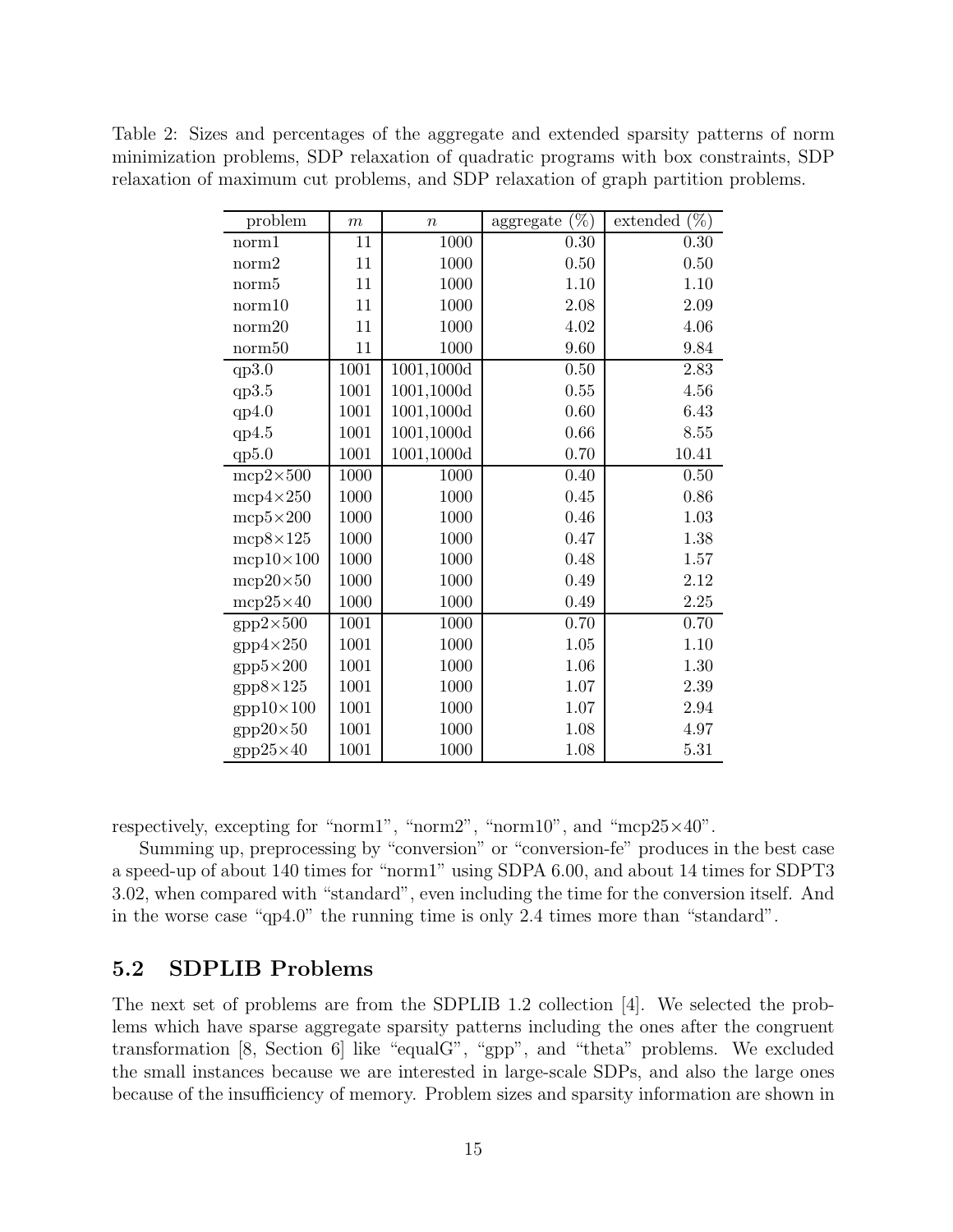Table 2: Sizes and percentages of the aggregate and extended sparsity patterns of norm minimization problems, SDP relaxation of quadratic programs with box constraints, SDP relaxation of maximum cut problems, and SDP relaxation of graph partition problems.

| problem | $m$ | $n$ | aggregate (%) | extended (%) |
|---|---|---|---|---|
| norm1 | 11 | 1000 | 0.30 | 0.30 |
| norm2 | 11 | 1000 | 0.50 | 0.50 |
| norm5 | 11 | 1000 | 1.10 | 1.10 |
| norm10 | 11 | 1000 | 2.08 | 2.09 |
| norm20 | 11 | 1000 | 4.02 | 4.06 |
| norm50 | 11 | 1000 | 9.60 | 9.84 |
| qp3.0 | 1001 | 1001,1000d | 0.50 | 2.83 |
| qp3.5 | 1001 | 1001,1000d | 0.55 | 4.56 |
| qp4.0 | 1001 | 1001,1000d | 0.60 | 6.43 |
| qp4.5 | 1001 | 1001,1000d | 0.66 | 8.55 |
| qp5.0 | 1001 | 1001,1000d | 0.70 | 10.41 |
| mcp2×500 | 1000 | 1000 | 0.40 | 0.50 |
| mcp4×250 | 1000 | 1000 | 0.45 | 0.86 |
| mcp5×200 | 1000 | 1000 | 0.46 | 1.03 |
| mcp8×125 | 1000 | 1000 | 0.47 | 1.38 |
| mcp10×100 | 1000 | 1000 | 0.48 | 1.57 |
| mcp20×50 | 1000 | 1000 | 0.49 | 2.12 |
| mcp25×40 | 1000 | 1000 | 0.49 | 2.25 |
| gpp2×500 | 1001 | 1000 | 0.70 | 0.70 |
| gpp4×250 | 1001 | 1000 | 1.05 | 1.10 |
| gpp5×200 | 1001 | 1000 | 1.06 | 1.30 |
| gpp8×125 | 1001 | 1000 | 1.07 | 2.39 |
| gpp10×100 | 1001 | 1000 | 1.07 | 2.94 |
| gpp20×50 | 1001 | 1000 | 1.08 | 4.97 |
| gpp25×40 | 1001 | 1000 | 1.08 | 5.31 |

respectively, excepting for "norm1", "norm2", "norm10", and "mcp25×40".

Summing up, preprocessing by "conversion" or "conversion-fe" produces in the best case a speed-up of about 140 times for "norm1" using SDPA 6.00, and about 14 times for SDPT3 3.02, when compared with "standard", even including the time for the conversion itself. And in the worse case "qp4.0" the running time is only 2.4 times more than "standard".

## 5.2 SDPLIB Problems

The next set of problems are from the SDPLIB 1.2 collection [4]. We selected the problems which have sparse aggregate sparsity patterns including the ones after the congruent transformation [8, Section 6] like "equalG", "gpp", and "theta" problems. We excluded the small instances because we are interested in large-scale SDPs, and also the large ones because of the insufficiency of memory. Problem sizes and sparsity information are shown in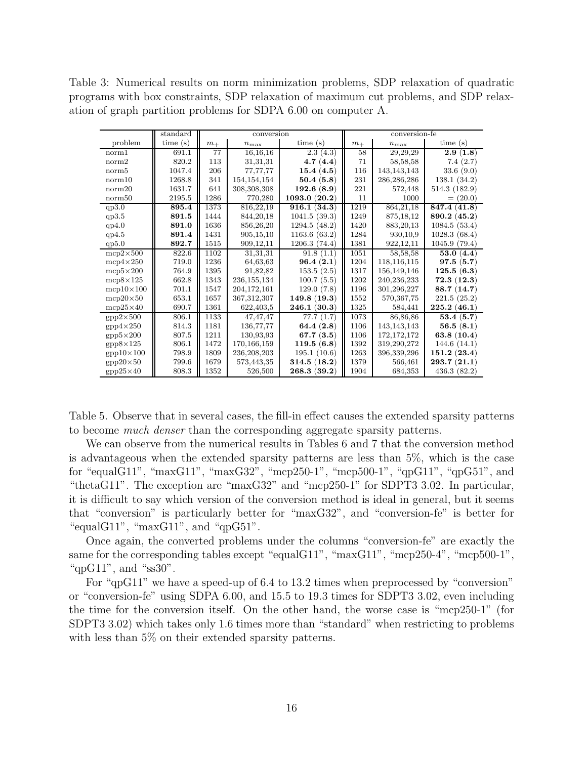Table 3: Numerical results on norm minimization problems, SDP relaxation of quadratic programs with box constraints, SDP relaxation of maximum cut problems, and SDP relaxation of graph partition problems for SDPA 6.00 on computer A.

| | standard | conversion | | | conversion-fe | | |
|---|---|---|---|---|---|---|---|
| problem | time (s) | $m_+$ | $n_{\max}$ | time (s) | $m_+$ | $n_{\max}$ | time (s) |
| norm1 | 691.1 | 77 | 16,16,16 | 2.3 (4.3) | 58 | 29,29,29 | **2.9 (1.8)** |
| norm2 | 820.2 | 113 | 31,31,31 | **4.7 (4.4)** | 71 | 58,58,58 | 7.4 (2.7) |
| norm5 | 1047.4 | 206 | 77,77,77 | **15.4 (4.5)** | 116 | 143,143,143 | 33.6 (9.0) |
| norm10 | 1268.8 | 341 | 154,154,154 | **50.4 (5.8)** | 231 | 286,286,286 | 138.1 (34.2) |
| norm20 | 1631.7 | 641 | 308,308,308 | **192.6 (8.9)** | 221 | 572,448 | 514.3 (182.9) |
| norm50 | 2195.5 | 1286 | 770,280 | **1093.0 (20.2)** | 11 | 1000 | = (20.0) |
| qp3.0 | **895.4** | 1373 | 816,22,19 | **916.1 (34.3)** | 1219 | 864,21,18 | **847.4 (41.8)** |
| qp3.5 | **891.5** | 1444 | 844,20,18 | 1041.5 (39.3) | 1249 | 875,18,12 | **890.2 (45.2)** |
| qp4.0 | **891.0** | 1636 | 856,26,20 | 1294.5 (48.2) | 1420 | 883,20,13 | 1084.5 (53.4) |
| qp4.5 | **891.4** | 1431 | 905,15,10 | 1163.6 (63.2) | 1284 | 930,10,9 | 1028.3 (68.4) |
| qp5.0 | **892.7** | 1515 | 909,12,11 | 1206.3 (74.4) | 1381 | 922,12,11 | 1045.9 (79.4) |
| mcp2×500 | 822.6 | 1102 | 31,31,31 | 91.8 (1.1) | 1051 | 58,58,58 | **53.0 (4.4)** |
| mcp4×250 | 719.0 | 1236 | 64,63,63 | **96.4 (2.1)** | 1204 | 118,116,115 | **97.5 (5.7)** |
| mcp5×200 | 764.9 | 1395 | 91,82,82 | 153.5 (2.5) | 1317 | 156,149,146 | **125.5 (6.3)** |
| mcp8×125 | 662.8 | 1343 | 236,155,134 | 100.7 (5.5) | 1202 | 240,236,233 | **72.3 (12.3)** |
| mcp10×100 | 701.1 | 1547 | 204,172,161 | 129.0 (7.8) | 1196 | 301,296,227 | **88.7 (14.7)** |
| mcp20×50 | 653.1 | 1657 | 367,312,307 | **149.8 (19.3)** | 1552 | 570,367,75 | 221.5 (25.2) |
| mcp25×40 | 690.7 | 1361 | 622,403,5 | **246.1 (30.3)** | 1325 | 584,441 | **225.2 (46.1)** |
| gpp2×500 | 806.1 | 1133 | 47,47,47 | 77.7 (1.7) | 1073 | 86,86,86 | **53.4 (5.7)** |
| gpp4×250 | 814.3 | 1181 | 136,77,77 | **64.4 (2.8)** | 1106 | 143,143,143 | **56.5 (8.1)** |
| gpp5×200 | 807.5 | 1211 | 130,93,93 | **67.7 (3.5)** | 1106 | 172,172,172 | **63.8 (10.4)** |
| gpp8×125 | 806.1 | 1472 | 170,166,159 | **119.5 (6.8)** | 1392 | 319,290,272 | 144.6 (14.1) |
| gpp10×100 | 798.9 | 1809 | 236,208,203 | 195.1 (10.6) | 1263 | 396,339,296 | **151.2 (23.4)** |
| gpp20×50 | 799.6 | 1679 | 573,443,35 | **314.5 (18.2)** | 1379 | 566,461 | **293.7 (21.1)** |
| gpp25×40 | 808.3 | 1352 | 526,500 | **268.3 (39.2)** | 1904 | 684,353 | 436.3 (82.2) |

Table 5. Observe that in several cases, the fill-in effect causes the extended sparsity patterns to become *much denser* than the corresponding aggregate sparsity patterns.

We can observe from the numerical results in Tables 6 and 7 that the conversion method is advantageous when the extended sparsity patterns are less than 5%, which is the case for "equalG11", "maxG11", "maxG32", "mcp250-1", "mcp500-1", "qpG11", "qpG51", and "thetaG11". The exception are "maxG32" and "mcp250-1" for SDPT3 3.02. In particular, it is difficult to say which version of the conversion method is ideal in general, but it seems that "conversion" is particularly better for "maxG32", and "conversion-fe" is better for "equalG11", "maxG11", and "qpG51".

Once again, the converted problems under the columns "conversion-fe" are exactly the same for the corresponding tables except "equalG11", "maxG11", "mcp250-4", "mcp500-1", "qpG11", and "ss30".

For "qpG11" we have a speed-up of 6.4 to 13.2 times when preprocessed by "conversion" or "conversion-fe" using SDPA 6.00, and 15.5 to 19.3 times for SDPT3 3.02, even including the time for the conversion itself. On the other hand, the worse case is "mcp250-1" (for SDPT3 3.02) which takes only 1.6 times more than "standard" when restricting to problems with less than 5% on their extended sparsity patterns.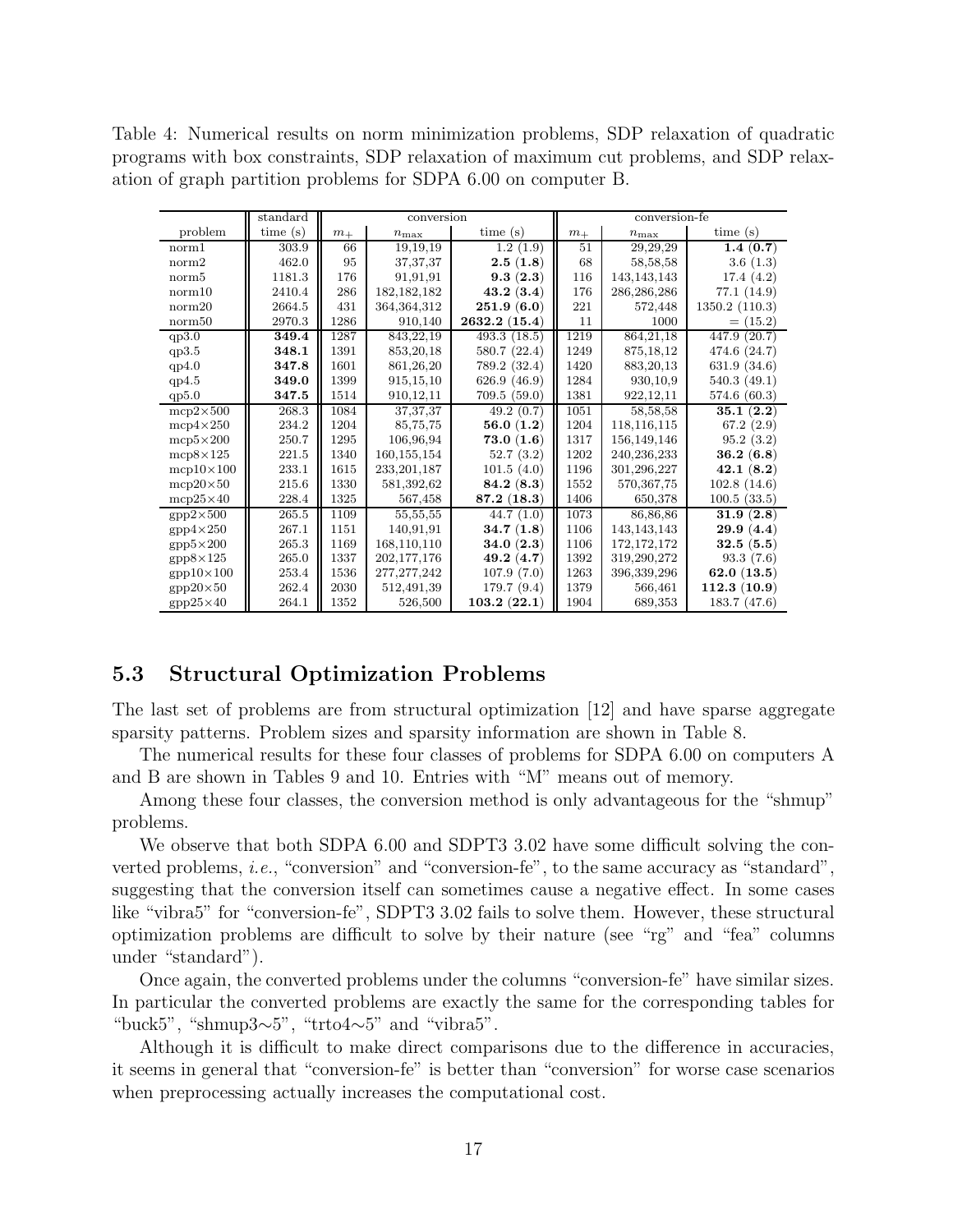Table 4: Numerical results on norm minimization problems, SDP relaxation of quadratic programs with box constraints, SDP relaxation of maximum cut problems, and SDP relaxation of graph partition problems for SDPA 6.00 on computer B.

| | standard | conversion | | | conversion-fe | | |
|---|---|---|---|---|---|---|---|
| problem | time (s) | $m_+$ | $n_{\max}$ | time (s) | $m_+$ | $n_{\max}$ | time (s) |
| norm1 | 303.9 | 66 | 19,19,19 | 1.2 (1.9) | 51 | 29,29,29 | **1.4 (0.7)** |
| norm2 | 462.0 | 95 | 37,37,37 | **2.5 (1.8)** | 68 | 58,58,58 | 3.6 (1.3) |
| norm5 | 1181.3 | 176 | 91,91,91 | **9.3 (2.3)** | 116 | 143,143,143 | 17.4 (4.2) |
| norm10 | 2410.4 | 286 | 182,182,182 | **43.2 (3.4)** | 176 | 286,286,286 | 77.1 (14.9) |
| norm20 | 2664.5 | 431 | 364,364,312 | **251.9 (6.0)** | 221 | 572,448 | 1350.2 (110.3) |
| norm50 | 2970.3 | 1286 | 910,140 | **2632.2 (15.4)** | 11 | 1000 | = (15.2) |
| qp3.0 | **349.4** | 1287 | 843,22,19 | 493.3 (18.5) | 1219 | 864,21,18 | 447.9 (20.7) |
| qp3.5 | **348.1** | 1391 | 853,20,18 | 580.7 (22.4) | 1249 | 875,18,12 | 474.6 (24.7) |
| qp4.0 | **347.8** | 1601 | 861,26,20 | 789.2 (32.4) | 1420 | 883,20,13 | 631.9 (34.6) |
| qp4.5 | **349.0** | 1399 | 915,15,10 | 626.9 (46.9) | 1284 | 930,10,9 | 540.3 (49.1) |
| qp5.0 | **347.5** | 1514 | 910,12,11 | 709.5 (59.0) | 1381 | 922,12,11 | 574.6 (60.3) |
| mcp2×500 | 268.3 | 1084 | 37,37,37 | 49.2 (0.7) | 1051 | 58,58,58 | **35.1 (2.2)** |
| mcp4×250 | 234.2 | 1204 | 85,75,75 | **56.0 (1.2)** | 1204 | 118,116,115 | 67.2 (2.9) |
| mcp5×200 | 250.7 | 1295 | 106,96,94 | **73.0 (1.6)** | 1317 | 156,149,146 | 95.2 (3.2) |
| mcp8×125 | 221.5 | 1340 | 160,155,154 | 52.7 (3.2) | 1202 | 240,236,233 | **36.2 (6.8)** |
| mcp10×100 | 233.1 | 1615 | 233,201,187 | 101.5 (4.0) | 1196 | 301,296,227 | **42.1 (8.2)** |
| mcp20×50 | 215.6 | 1330 | 581,392,62 | **84.2 (8.3)** | 1552 | 570,367,75 | 102.8 (14.6) |
| mcp25×40 | 228.4 | 1325 | 567,458 | **87.2 (18.3)** | 1406 | 650,378 | 100.5 (33.5) |
| gpp2×500 | 265.5 | 1109 | 55,55,55 | 44.7 (1.0) | 1073 | 86,86,86 | **31.9 (2.8)** |
| gpp4×250 | 267.1 | 1151 | 140,91,91 | **34.7 (1.8)** | 1106 | 143,143,143 | **29.9 (4.4)** |
| gpp5×200 | 265.3 | 1169 | 168,110,110 | **34.0 (2.3)** | 1106 | 172,172,172 | **32.5 (5.5)** |
| gpp8×125 | 265.0 | 1337 | 202,177,176 | **49.2 (4.7)** | 1392 | 319,290,272 | 93.3 (7.6) |
| gpp10×100 | 253.4 | 1536 | 277,277,242 | 107.9 (7.0) | 1263 | 396,339,296 | **62.0 (13.5)** |
| gpp20×50 | 262.4 | 2030 | 512,491,39 | 179.7 (9.4) | 1379 | 566,461 | **112.3 (10.9)** |
| gpp25×40 | 264.1 | 1352 | 526,500 | **103.2 (22.1)** | 1904 | 689,353 | 183.7 (47.6) |

## 5.3 Structural Optimization Problems

The last set of problems are from structural optimization [12] and have sparse aggregate sparsity patterns. Problem sizes and sparsity information are shown in Table 8.

The numerical results for these four classes of problems for SDPA 6.00 on computers A and B are shown in Tables 9 and 10. Entries with "M" means out of memory.

Among these four classes, the conversion method is only advantageous for the "shmup" problems.

We observe that both SDPA 6.00 and SDPT3 3.02 have some difficult solving the converted problems, *i.e.*, "conversion" and "conversion-fe", to the same accuracy as "standard", suggesting that the conversion itself can sometimes cause a negative effect. In some cases like "vibra5" for "conversion-fe", SDPT3 3.02 fails to solve them. However, these structural optimization problems are difficult to solve by their nature (see "rg" and "fea" columns under "standard").

Once again, the converted problems under the columns "conversion-fe" have similar sizes. In particular the converted problems are exactly the same for the corresponding tables for "buck5", "shmup3∼5", "trto4∼5" and "vibra5".

Although it is difficult to make direct comparisons due to the difference in accuracies, it seems in general that "conversion-fe" is better than "conversion" for worse case scenarios when preprocessing actually increases the computational cost.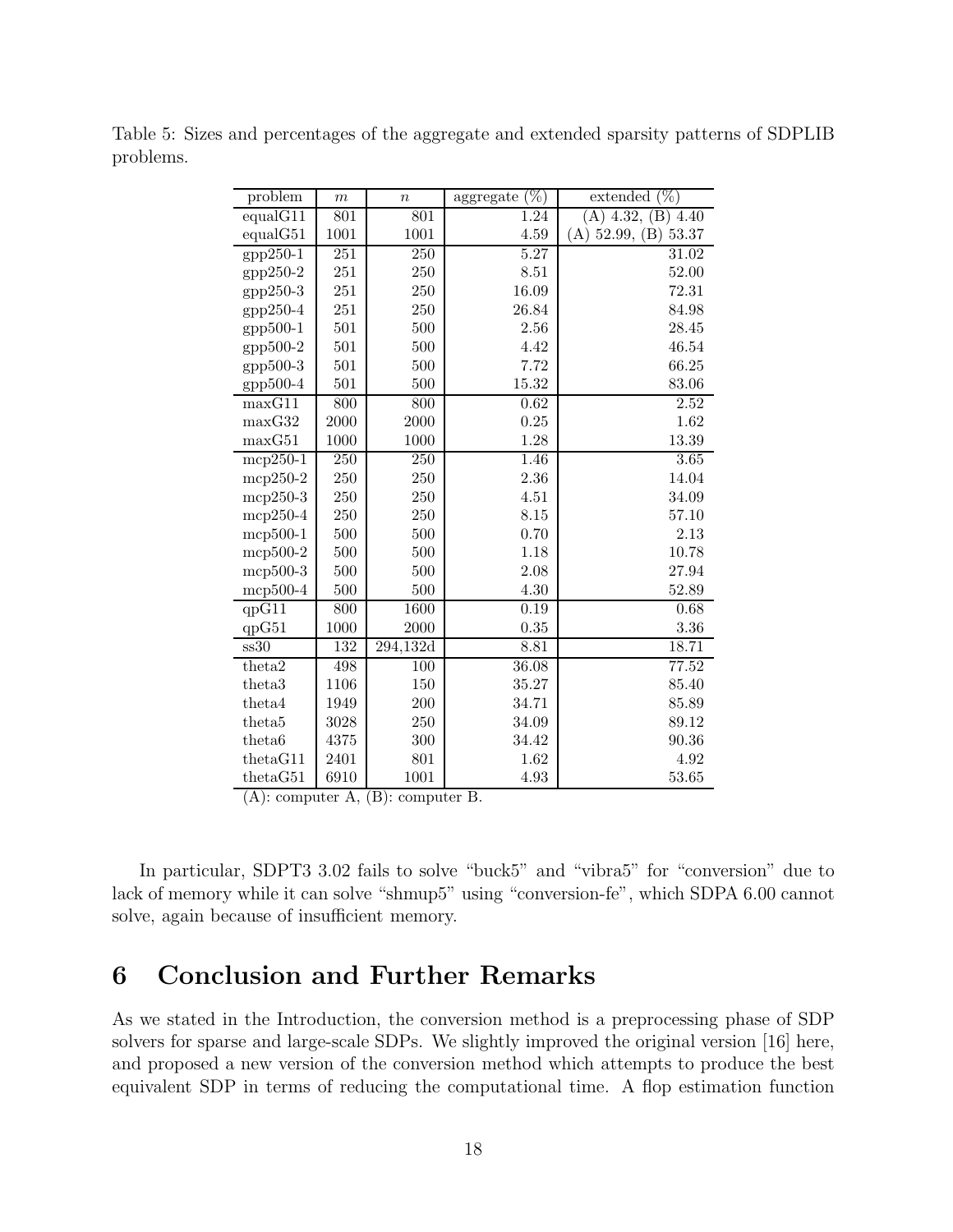Table 5: Sizes and percentages of the aggregate and extended sparsity patterns of SDPLIB problems.

| problem | $m$ | $n$ | aggregate (%) | extended (%) |
|---|---|---|---|---|
| equalG11 | 801 | 801 | 1.24 | (A) 4.32, (B) 4.40 |
| equalG51 | 1001 | 1001 | 4.59 | (A) 52.99, (B) 53.37 |
| gpp250-1 | 251 | 250 | 5.27 | 31.02 |
| gpp250-2 | 251 | 250 | 8.51 | 52.00 |
| gpp250-3 | 251 | 250 | 16.09 | 72.31 |
| gpp250-4 | 251 | 250 | 26.84 | 84.98 |
| gpp500-1 | 501 | 500 | 2.56 | 28.45 |
| gpp500-2 | 501 | 500 | 4.42 | 46.54 |
| gpp500-3 | 501 | 500 | 7.72 | 66.25 |
| gpp500-4 | 501 | 500 | 15.32 | 83.06 |
| maxG11 | 800 | 800 | 0.62 | 2.52 |
| maxG32 | 2000 | 2000 | 0.25 | 1.62 |
| maxG51 | 1000 | 1000 | 1.28 | 13.39 |
| mcp250-1 | 250 | 250 | 1.46 | 3.65 |
| mcp250-2 | 250 | 250 | 2.36 | 14.04 |
| mcp250-3 | 250 | 250 | 4.51 | 34.09 |
| mcp250-4 | 250 | 250 | 8.15 | 57.10 |
| mcp500-1 | 500 | 500 | 0.70 | 2.13 |
| mcp500-2 | 500 | 500 | 1.18 | 10.78 |
| mcp500-3 | 500 | 500 | 2.08 | 27.94 |
| mcp500-4 | 500 | 500 | 4.30 | 52.89 |
| qpG11 | 800 | 1600 | 0.19 | 0.68 |
| qpG51 | 1000 | 2000 | 0.35 | 3.36 |
| ss30 | 132 | 294,132d | 8.81 | 18.71 |
| theta2 | 498 | 100 | 36.08 | 77.52 |
| theta3 | 1106 | 150 | 35.27 | 85.40 |
| theta4 | 1949 | 200 | 34.71 | 85.89 |
| theta5 | 3028 | 250 | 34.09 | 89.12 |
| theta6 | 4375 | 300 | 34.42 | 90.36 |
| thetaG11 | 2401 | 801 | 1.62 | 4.92 |
| thetaG51 | 6910 | 1001 | 4.93 | 53.65 |

(A): computer A, (B): computer B.

In particular, SDPT3 3.02 fails to solve "buck5" and "vibra5" for "conversion" due to lack of memory while it can solve "shmup5" using "conversion-fe", which SDPA 6.00 cannot solve, again because of insufficient memory.

# 6 Conclusion and Further Remarks

As we stated in the Introduction, the conversion method is a preprocessing phase of SDP solvers for sparse and large-scale SDPs. We slightly improved the original version [16] here, and proposed a new version of the conversion method which attempts to produce the best equivalent SDP in terms of reducing the computational time. A flop estimation function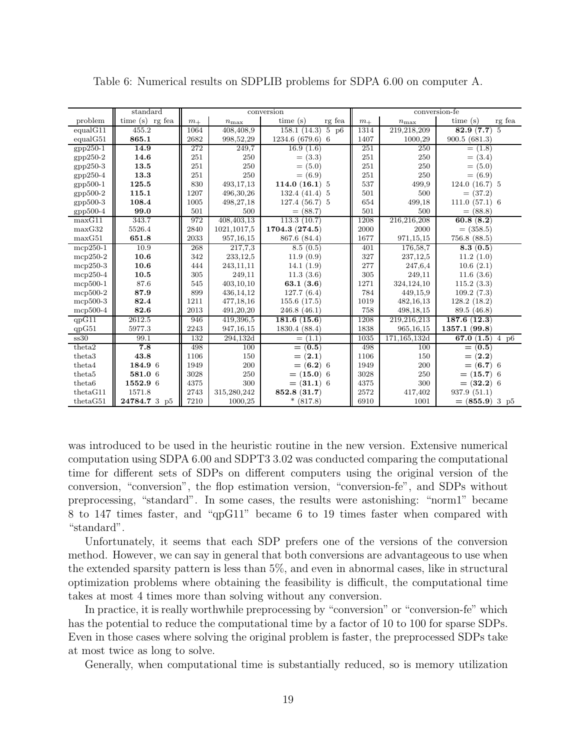Table 6: Numerical results on SDPLIB problems for SDPA 6.00 on computer A.

| | standard | conversion | | | conversion-fe | | |
|---|---|---|---|---|---|---|---|
| problem | time (s) rg fea | $m_+$ | $n_{\max}$ | time (s) rg fea | $m_+$ | $n_{\max}$ | time (s) rg fea |
| equalG11 | 455.2 | 1064 | 408,408,9 | 158.1 (14.3) 5 p6 | 1314 | 219,218,209 | **82.9 (7.7)** 5 |
| equalG51 | **865.1** | 2682 | 998,52,29 | 1234.6 (679.6) 6 | 1407 | 1000,29 | 900.5 (681.3) |
| gpp250-1 | **14.9** | 272 | 249,7 | 16.9 (1.6) | 251 | 250 | = (1.8) |
| gpp250-2 | **14.6** | 251 | 250 | = (3.3) | 251 | 250 | = (3.4) |
| gpp250-3 | **13.5** | 251 | 250 | = (5.0) | 251 | 250 | = (5.0) |
| gpp250-4 | **13.3** | 251 | 250 | = (6.9) | 251 | 250 | = (6.9) |
| gpp500-1 | **125.5** | 830 | 493,17,13 | **114.0 (16.1)** 5 | 537 | 499,9 | 124.0 (16.7) 5 |
| gpp500-2 | **115.1** | 1207 | 496,30,26 | 132.4 (41.4) 5 | 501 | 500 | = (37.2) |
| gpp500-3 | **108.4** | 1005 | 498,27,18 | 127.4 (56.7) 5 | 654 | 499,18 | 111.0 (57.1) 6 |
| gpp500-4 | **99.0** | 501 | 500 | = (88.7) | 501 | 500 | = (88.8) |
| maxG11 | 343.7 | 972 | 408,403,13 | 113.3 (10.7) | 1208 | 216,216,208 | **60.8 (8.2)** |
| maxG32 | 5526.4 | 2840 | 1021,1017,5 | **1704.3 (274.5)** | 2000 | 2000 | = (358.5) |
| maxG51 | **651.8** | 2033 | 957,16,15 | 867.6 (84.4) | 1677 | 971,15,15 | 756.8 (88.5) |
| mcp250-1 | 10.9 | 268 | 217,7,3 | 8.5 (0.5) | 401 | 176,58,7 | **8.3 (0.5)** |
| mcp250-2 | **10.6** | 342 | 233,12,5 | 11.9 (0.9) | 327 | 237,12,5 | 11.2 (1.0) |
| mcp250-3 | **10.6** | 444 | 243,11,11 | 14.1 (1.9) | 277 | 247,6,4 | 10.6 (2.1) |
| mcp250-4 | **10.5** | 305 | 249,11 | 11.3 (3.6) | 305 | 249,11 | 11.6 (3.6) |
| mcp500-1 | 87.6 | 545 | 403,10,10 | **63.1 (3.6)** | 1271 | 324,124,10 | 115.2 (3.3) |
| mcp500-2 | **87.9** | 899 | 436,14,12 | 127.7 (6.4) | 784 | 449,15,9 | 109.2 (7.3) |
| mcp500-3 | **82.4** | 1211 | 477,18,16 | 155.6 (17.5) | 1019 | 482,16,13 | 128.2 (18.2) |
| mcp500-4 | **82.6** | 2013 | 491,20,20 | 246.8 (46.1) | 758 | 498,18,15 | 89.5 (46.8) |
| qpG11 | 2612.5 | 946 | 419,396,5 | **181.6 (15.6)** | 1208 | 219,216,213 | **187.6 (12.3)** |
| qpG51 | 5977.3 | 2243 | 947,16,15 | 1830.4 (88.4) | 1838 | 965,16,15 | **1357.1 (99.8)** |
| ss30 | 99.1 | 132 | 294,132d | = (1.1) | 1035 | 171,165,132d | **67.0 (1.5)** 4 p6 |
| theta2 | **7.8** | 498 | 100 | **= (0.5)** | 498 | 100 | **= (0.5)** |
| theta3 | **43.8** | 1106 | 150 | **= (2.1)** | 1106 | 150 | **= (2.2)** |
| theta4 | **184.9** 6 | 1949 | 200 | **= (6.2)** 6 | 1949 | 200 | **= (6.7)** 6 |
| theta5 | **581.0** 6 | 3028 | 250 | **= (15.0)** 6 | 3028 | 250 | **= (15.7)** 6 |
| theta6 | **1552.9** 6 | 4375 | 300 | **= (31.1)** 6 | 4375 | 300 | **= (32.2)** 6 |
| thetaG11 | 1571.8 | 2743 | 315,280,242 | **852.8 (31.7)** | 2572 | 417,402 | 937.9 (51.1) |
| thetaG51 | **24784.7** 3 p5 | 7210 | 1000,25 | * (817.8) | 6910 | 1001 | **= (855.9)** 3 p5 |

was introduced to be used in the heuristic routine in the new version. Extensive numerical computation using SDPA 6.00 and SDPT3 3.02 was conducted comparing the computational time for different sets of SDPs on different computers using the original version of the conversion, "conversion", the flop estimation version, "conversion-fe", and SDPs without preprocessing, "standard". In some cases, the results were astonishing: "norm1" became 8 to 147 times faster, and "qpG11" became 6 to 19 times faster when compared with "standard".

Unfortunately, it seems that each SDP prefers one of the versions of the conversion method. However, we can say in general that both conversions are advantageous to use when the extended sparsity pattern is less than 5%, and even in abnormal cases, like in structural optimization problems where obtaining the feasibility is difficult, the computational time takes at most 4 times more than solving without any conversion.

In practice, it is really worthwhile preprocessing by "conversion" or "conversion-fe" which has the potential to reduce the computational time by a factor of 10 to 100 for sparse SDPs. Even in those cases where solving the original problem is faster, the preprocessed SDPs take at most twice as long to solve.

Generally, when computational time is substantially reduced, so is memory utilization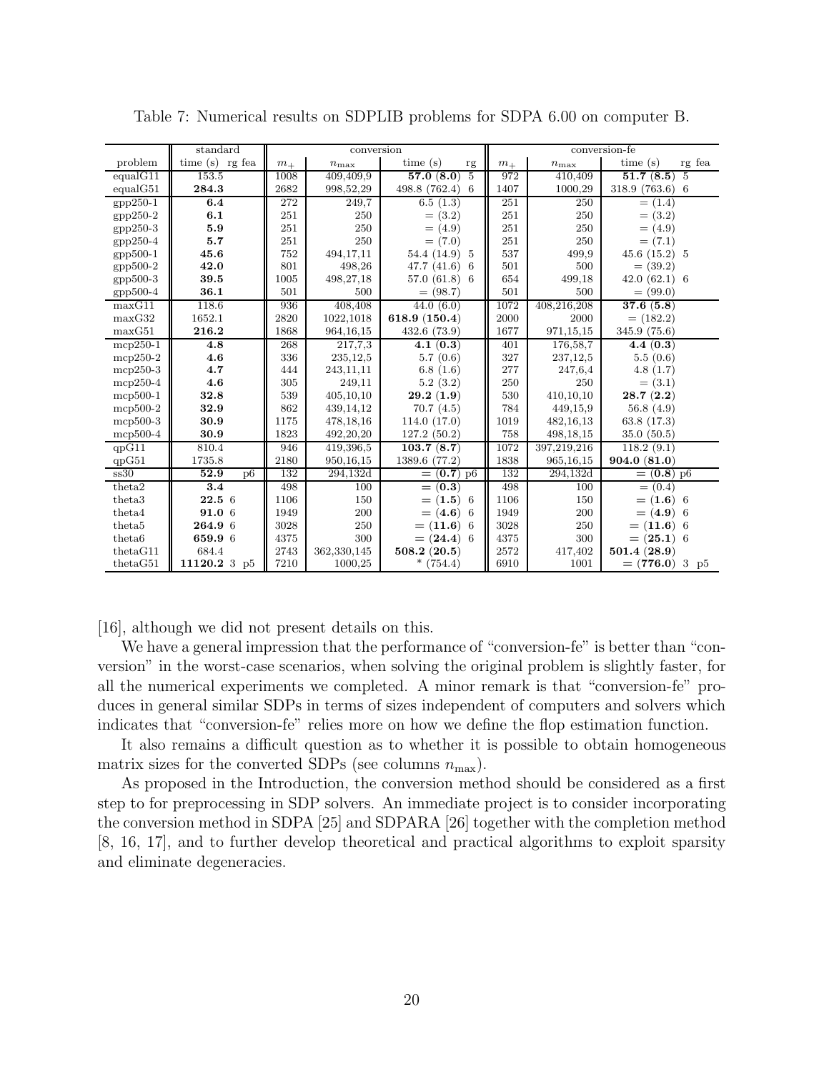Table 7: Numerical results on SDPLIB problems for SDPA 6.00 on computer B.

| | standard | | conversion | | | | conversion-fe | | | |
|---|---|---|---|---|---|---|---|---|---|---|
| problem | time (s) | rg fea | $m_+$ | $n_{\max}$ | time (s) | rg | $m_+$ | $n_{\max}$ | time (s) | rg fea |
| equalG11 | 153.5 | | 1008 | 409,409,9 | **57.0 (8.0)** | 5 | 972 | 410,409 | **51.7 (8.5)** | 5 |
| equalG51 | **284.3** | | 2682 | 998,52,29 | 498.8 (762.4) | 6 | 1407 | 1000,29 | 318.9 (763.6) | 6 |
| gpp250-1 | **6.4** | | 272 | 249,7 | 6.5 (1.3) | | 251 | 250 | = (1.4) | |
| gpp250-2 | **6.1** | | 251 | 250 | = (3.2) | | 251 | 250 | = (3.2) | |
| gpp250-3 | **5.9** | | 251 | 250 | = (4.9) | | 251 | 250 | = (4.9) | |
| gpp250-4 | **5.7** | | 251 | 250 | = (7.0) | | 251 | 250 | = (7.1) | |
| gpp500-1 | **45.6** | | 752 | 494,17,11 | 54.4 (14.9) | 5 | 537 | 499,9 | 45.6 (15.2) | 5 |
| gpp500-2 | **42.0** | | 801 | 498,26 | 47.7 (41.6) | 6 | 501 | 500 | = (39.2) | |
| gpp500-3 | **39.5** | | 1005 | 498,27,18 | 57.0 (61.8) | 6 | 654 | 499,18 | 42.0 (62.1) | 6 |
| gpp500-4 | **36.1** | | 501 | 500 | = (98.7) | | 501 | 500 | = (99.0) | |
| maxG11 | 118.6 | | 936 | 408,408 | 44.0 (6.0) | | 1072 | 408,216,208 | **37.6 (5.8)** | |
| maxG32 | 1652.1 | | 2820 | 1022,1018 | **618.9 (150.4)** | | 2000 | 2000 | = (182.2) | |
| maxG51 | **216.2** | | 1868 | 964,16,15 | 432.6 (73.9) | | 1677 | 971,15,15 | 345.9 (75.6) | |
| mcp250-1 | **4.8** | | 268 | 217,7,3 | **4.1 (0.3)** | | 401 | 176,58,7 | **4.4 (0.3)** | |
| mcp250-2 | **4.6** | | 336 | 235,12,5 | 5.7 (0.6) | | 327 | 237,12,5 | 5.5 (0.6) | |
| mcp250-3 | **4.7** | | 444 | 243,11,11 | 6.8 (1.6) | | 277 | 247,6,4 | 4.8 (1.7) | |
| mcp250-4 | **4.6** | | 305 | 249,11 | 5.2 (3.2) | | 250 | 250 | = (3.1) | |
| mcp500-1 | **32.8** | | 539 | 405,10,10 | **29.2 (1.9)** | | 530 | 410,10,10 | **28.7 (2.2)** | |
| mcp500-2 | **32.9** | | 862 | 439,14,12 | 70.7 (4.5) | | 784 | 449,15,9 | 56.8 (4.9) | |
| mcp500-3 | **30.9** | | 1175 | 478,18,16 | 114.0 (17.0) | | 1019 | 482,16,13 | 63.8 (17.3) | |
| mcp500-4 | **30.9** | | 1823 | 492,20,20 | 127.2 (50.2) | | 758 | 498,18,15 | 35.0 (50.5) | |
| qpG11 | 810.4 | | 946 | 419,396,5 | **103.7 (8.7)** | | 1072 | 397,219,216 | 118.2 (9.1) | |
| qpG51 | 1735.8 | | 2180 | 950,16,15 | 1389.6 (77.2) | | 1838 | 965,16,15 | **904.0 (81.0)** | |
| ss30 | **52.9** | p6 | 132 | 294,132d | = **(0.7)** | p6 | 132 | 294,132d | = **(0.8)** | p6 |
| theta2 | **3.4** | | 498 | 100 | = **(0.3)** | | 498 | 100 | = (0.4) | |
| theta3 | **22.5** | 6 | 1106 | 150 | = **(1.5)** | 6 | 1106 | 150 | = **(1.6)** | 6 |
| theta4 | **91.0** | 6 | 1949 | 200 | = **(4.6)** | 6 | 1949 | 200 | = **(4.9)** | 6 |
| theta5 | **264.9** | 6 | 3028 | 250 | = **(11.6)** | 6 | 3028 | 250 | = **(11.6)** | 6 |
| theta6 | **659.9** | 6 | 4375 | 300 | = **(24.4)** | 6 | 4375 | 300 | = **(25.1)** | 6 |
| thetaG11 | 684.4 | | 2743 | 362,330,145 | **508.2 (20.5)** | | 2572 | 417,402 | **501.4 (28.9)** | |
| thetaG51 | **11120.2** | 3 p5 | 7210 | 1000,25 | * (754.4) | | 6910 | 1001 | = **(776.0)** | 3 p5 |

[16], although we did not present details on this.

We have a general impression that the performance of "conversion-fe" is better than "conversion" in the worst-case scenarios, when solving the original problem is slightly faster, for all the numerical experiments we completed. A minor remark is that "conversion-fe" produces in general similar SDPs in terms of sizes independent of computers and solvers which indicates that "conversion-fe" relies more on how we define the flop estimation function.

It also remains a difficult question as to whether it is possible to obtain homogeneous matrix sizes for the converted SDPs (see columns $n_{\max}$).

As proposed in the Introduction, the conversion method should be considered as a first step to for preprocessing in SDP solvers. An immediate project is to consider incorporating the conversion method in SDPA [25] and SDPARA [26] together with the completion method [8, 16, 17], and to further develop theoretical and practical algorithms to exploit sparsity and eliminate degeneracies.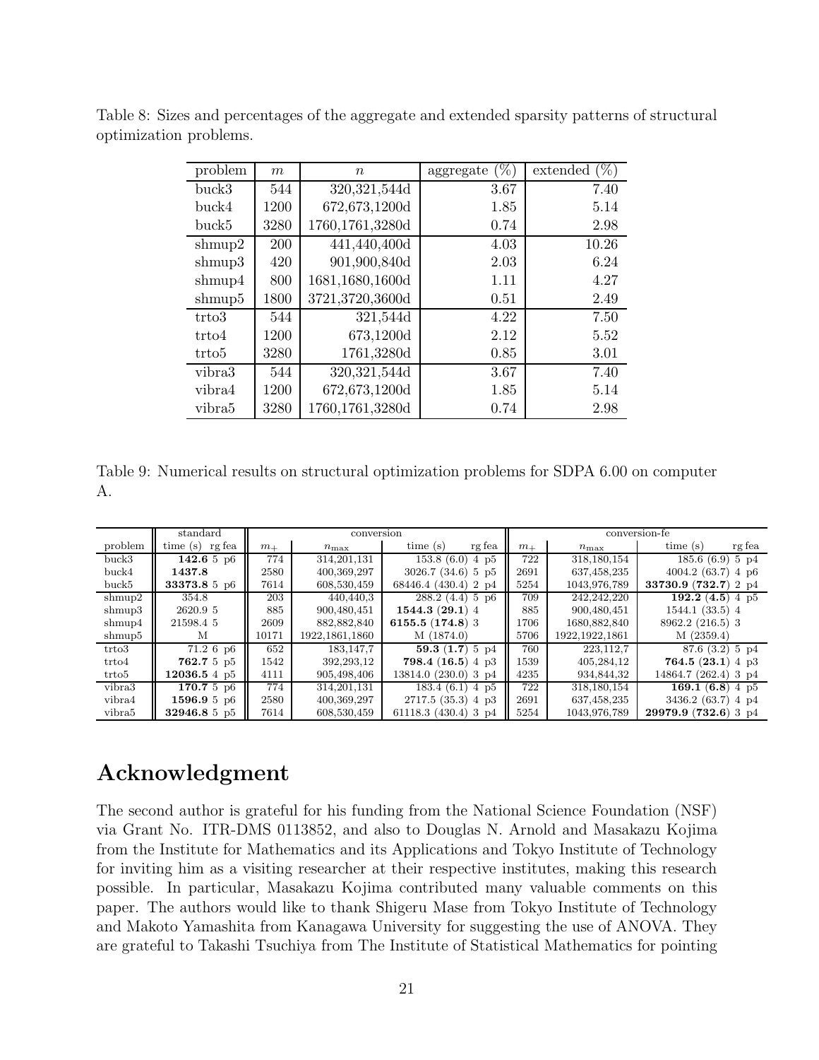Table 8: Sizes and percentages of the aggregate and extended sparsity patterns of structural optimization problems.

| problem | $m$ | $n$ | aggregate (%) | extended (%) |
|---|---|---|---|---|
| buck3 | 544 | 320,321,544d | 3.67 | 7.40 |
| buck4 | 1200 | 672,673,1200d | 1.85 | 5.14 |
| buck5 | 3280 | 1760,1761,3280d | 0.74 | 2.98 |
| shmup2 | 200 | 441,440,400d | 4.03 | 10.26 |
| shmup3 | 420 | 901,900,840d | 2.03 | 6.24 |
| shmup4 | 800 | 1681,1680,1600d | 1.11 | 4.27 |
| shmup5 | 1800 | 3721,3720,3600d | 0.51 | 2.49 |
| trto3 | 544 | 321,544d | 4.22 | 7.50 |
| trto4 | 1200 | 673,1200d | 2.12 | 5.52 |
| trto5 | 3280 | 1761,3280d | 0.85 | 3.01 |
| vibra3 | 544 | 320,321,544d | 3.67 | 7.40 |
| vibra4 | 1200 | 672,673,1200d | 1.85 | 5.14 |
| vibra5 | 3280 | 1760,1761,3280d | 0.74 | 2.98 |

Table 9: Numerical results on structural optimization problems for SDPA 6.00 on computer A.

| | standard | conversion | | | conversion-fe | | |
|---|---|---|---|---|---|---|---|
| problem | time (s) rg fea | $m_+$ | $n_{\max}$ | time (s) rg fea | $m_+$ | $n_{\max}$ | time (s) rg fea |
| buck3 | **142.6** 5 p6 | 774 | 314,201,131 | 153.8 (6.0) 4 p5 | 722 | 318,180,154 | 185.6 (6.9) 5 p4 |
| buck4 | **1437.8** | 2580 | 400,369,297 | 3026.7 (34.6) 5 p5 | 2691 | 637,458,235 | 4004.2 (63.7) 4 p6 |
| buck5 | **33373.8** 5 p6 | 7614 | 608,530,459 | 68446.4 (430.4) 2 p4 | 5254 | 1043,976,789 | **33730.9 (732.7)** 2 p4 |
| shmup2 | 354.8 | 203 | 440,440,3 | 288.2 (4.4) 5 p6 | 709 | 242,242,220 | **192.2 (4.5)** 4 p5 |
| shmup3 | 2620.9 5 | 885 | 900,480,451 | **1544.3 (29.1)** 4 | 885 | 900,480,451 | 1544.1 (33.5) 4 |
| shmup4 | 21598.4 5 | 2609 | 882,882,840 | **6155.5 (174.8)** 3 | 1706 | 1680,882,840 | 8962.2 (216.5) 3 |
| shmup5 | M | 10171 | 1922,1861,1860 | M (1874.0) | 5706 | 1922,1922,1861 | M (2359.4) |
| trto3 | 71.2 6 p6 | 652 | 183,147,7 | **59.3 (1.7)** 5 p4 | 760 | 223,112,7 | 87.6 (3.2) 5 p4 |
| trto4 | **762.7** 5 p5 | 1542 | 392,293,12 | **798.4 (16.5)** 4 p3 | 1539 | 405,284,12 | **764.5 (23.1)** 4 p3 |
| trto5 | **12036.5** 4 p5 | 4111 | 905,498,406 | 13814.0 (230.0) 3 p4 | 4235 | 934,844,32 | 14864.7 (262.4) 3 p4 |
| vibra3 | **170.7** 5 p6 | 774 | 314,201,131 | 183.4 (6.1) 4 p5 | 722 | 318,180,154 | **169.1 (6.8)** 4 p5 |
| vibra4 | **1596.9** 5 p6 | 2580 | 400,369,297 | 2717.5 (35.3) 4 p3 | 2691 | 637,458,235 | 3436.2 (63.7) 4 p4 |
| vibra5 | **32946.8** 5 p5 | 7614 | 608,530,459 | 61118.3 (430.4) 3 p4 | 5254 | 1043,976,789 | **29979.9 (732.6)** 3 p4 |

# Acknowledgment

The second author is grateful for his funding from the National Science Foundation (NSF) via Grant No. ITR-DMS 0113852, and also to Douglas N. Arnold and Masakazu Kojima from the Institute for Mathematics and its Applications and Tokyo Institute of Technology for inviting him as a visiting researcher at their respective institutes, making this research possible. In particular, Masakazu Kojima contributed many valuable comments on this paper. The authors would like to thank Shigeru Mase from Tokyo Institute of Technology and Makoto Yamashita from Kanagawa University for suggesting the use of ANOVA. They are grateful to Takashi Tsuchiya from The Institute of Statistical Mathematics for pointing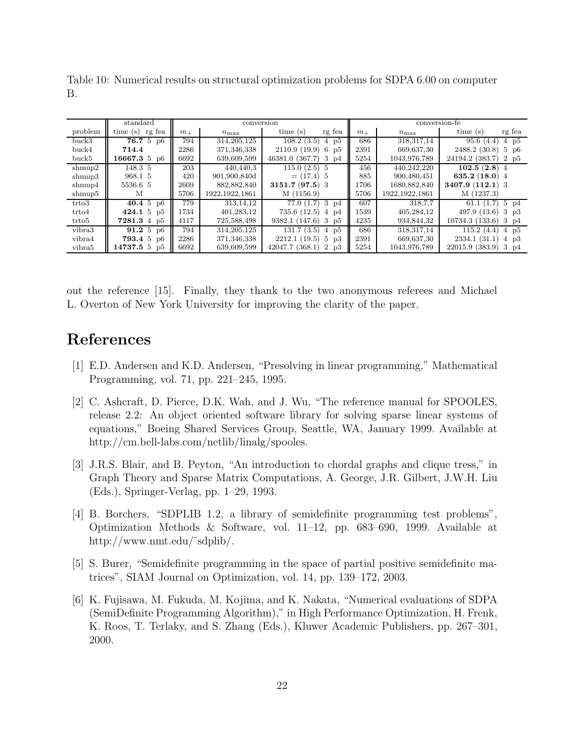Table 10: Numerical results on structural optimization problems for SDPA 6.00 on computer B.

| | standard | | conversion | | | conversion-fe | | |
|---|---|---|---|---|---|---|---|---|
| problem | time (s) rg fea | $m_+$ | $n_{\max}$ | time (s) rg fea | $m_+$ | $n_{\max}$ | time (s) rg fea |
| buck3 | **76.7** 5 p6 | 794 | 314,205,125 | 108.2 (3.5) 4 p5 | 686 | 318,317,14 | 95.6 (4.4) 4 p5 |
| buck4 | **714.4** | 2286 | 371,346,338 | 2110.9 (19.9) 6 p5 | 2391 | 669,637,30 | 2488.2 (30.8) 5 p6 |
| buck5 | **16667.3** 5 p6 | 6692 | 639,609,599 | 46381.0 (367.7) 3 p4 | 5254 | 1043,976,789 | 24194.2 (383.7) 2 p5 |
| shmup2 | 148.3 5 | 203 | 440,440,3 | 115.0 (2.5) 5 | 456 | 440,242,220 | **102.5 (2.8)** 4 |
| shmup3 | 968.1 5 | 420 | 901,900,840d | = (17.4) 5 | 885 | 900,480,451 | **635.2 (18.0)** 4 |
| shmup4 | 5536.6 5 | 2609 | 882,882,840 | **3151.7 (97.5)** 3 | 1706 | 1680,882,840 | **3407.9 (112.1)** 3 |
| shmup5 | M | 5706 | 1922,1922,1861 | M (1156.9) | 5706 | 1922,1922,1861 | M (1237.3) |
| trto3 | **40.4** 5 p6 | 779 | 313,14,12 | 77.0 (1.7) 3 p4 | 607 | 318,7,7 | 61.1 (1.7) 5 p4 |
| trto4 | **424.1** 5 p5 | 1734 | 401,283,12 | 735.6 (12.5) 4 p4 | 1539 | 405,284,12 | 497.9 (13.6) 3 p3 |
| trto5 | **7281.3** 4 p5 | 4117 | 725,588,498 | 9382.1 (147.6) 3 p5 | 4235 | 934,844,32 | 10734.3 (133.6) 3 p4 |
| vibra3 | **91.2** 5 p6 | 794 | 314,205,125 | 131.7 (3.5) 4 p5 | 686 | 318,317,14 | 115.2 (4.4) 4 p5 |
| vibra4 | **793.4** 5 p6 | 2286 | 371,346,338 | 2212.1 (19.5) 5 p3 | 2391 | 669,637,30 | 2334.1 (31.1) 4 p3 |
| vibra5 | **14737.5** 5 p5 | 6692 | 639,609,599 | 42047.7 (368.1) 2 p3 | 5254 | 1043,976,789 | 22015.9 (383.9) 3 p4 |

out the reference [15]. Finally, they thank to the two anonymous referees and Michael L. Overton of New York University for improving the clarity of the paper.

# References

[1] E.D. Andersen and K.D. Andersen, "Presolving in linear programming," Mathematical Programming, vol. 71, pp. 221–245, 1995.

[2] C. Ashcraft, D. Pierce, D.K. Wah, and J. Wu, "The reference manual for SPOOLES, release 2.2: An object oriented software library for solving sparse linear systems of equations," Boeing Shared Services Group, Seattle, WA, January 1999. Available at http://cm.bell-labs.com/netlib/linalg/spooles.

[3] J.R.S. Blair, and B. Peyton, "An introduction to chordal graphs and clique tress," in Graph Theory and Sparse Matrix Computations, A. George, J.R. Gilbert, J.W.H. Liu (Eds.), Springer-Verlag, pp. 1–29, 1993.

[4] B. Borchers, "SDPLIB 1.2, a library of semidefinite programming test problems", Optimization Methods & Software, vol. 11–12, pp. 683–690, 1999. Available at http://www.nmt.edu/˜sdplib/.

[5] S. Burer, "Semidefinite programming in the space of partial positive semidefinite matrices", SIAM Journal on Optimization, vol. 14, pp. 139–172, 2003.

[6] K. Fujisawa, M. Fukuda, M. Kojima, and K. Nakata, "Numerical evaluations of SDPA (SemiDefinite Programming Algorithm)," in High Performance Optimization, H. Frenk, K. Roos, T. Terlaky, and S. Zhang (Eds.), Kluwer Academic Publishers, pp. 267–301, 2000.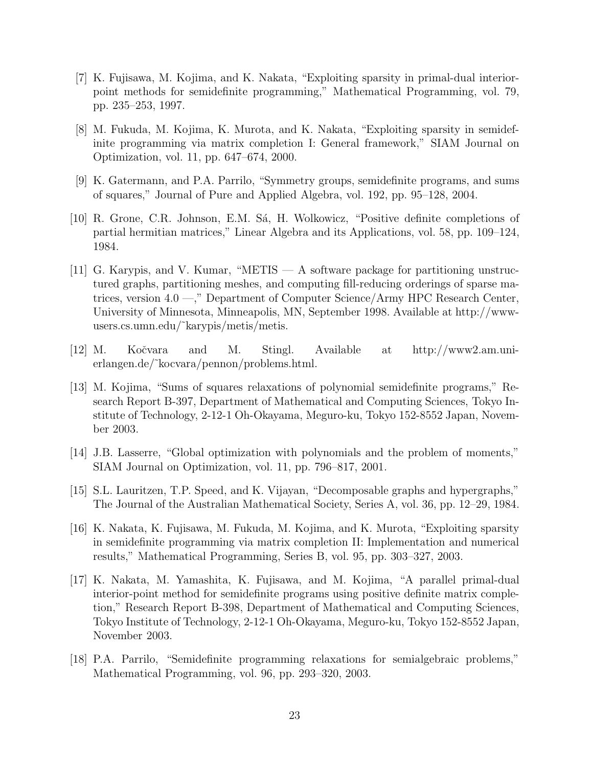[7] K. Fujisawa, M. Kojima, and K. Nakata, "Exploiting sparsity in primal-dual interior-point methods for semidefinite programming," Mathematical Programming, vol. 79, pp. 235–253, 1997.

[8] M. Fukuda, M. Kojima, K. Murota, and K. Nakata, "Exploiting sparsity in semidefinite programming via matrix completion I: General framework," SIAM Journal on Optimization, vol. 11, pp. 647–674, 2000.

[9] K. Gatermann, and P.A. Parrilo, "Symmetry groups, semidefinite programs, and sums of squares," Journal of Pure and Applied Algebra, vol. 192, pp. 95–128, 2004.

[10] R. Grone, C.R. Johnson, E.M. Sá, H. Wolkowicz, "Positive definite completions of partial hermitian matrices," Linear Algebra and its Applications, vol. 58, pp. 109–124, 1984.

[11] G. Karypis, and V. Kumar, "METIS — A software package for partitioning unstructured graphs, partitioning meshes, and computing fill-reducing orderings of sparse matrices, version 4.0 —," Department of Computer Science/Army HPC Research Center, University of Minnesota, Minneapolis, MN, September 1998. Available at http://www-users.cs.umn.edu/~karypis/metis/metis.

[12] M. Kočvara and M. Stingl. Available at http://www2.am.uni-erlangen.de/~kocvara/pennon/problems.html.

[13] M. Kojima, "Sums of squares relaxations of polynomial semidefinite programs," Research Report B-397, Department of Mathematical and Computing Sciences, Tokyo Institute of Technology, 2-12-1 Oh-Okayama, Meguro-ku, Tokyo 152-8552 Japan, November 2003.

[14] J.B. Lasserre, "Global optimization with polynomials and the problem of moments," SIAM Journal on Optimization, vol. 11, pp. 796–817, 2001.

[15] S.L. Lauritzen, T.P. Speed, and K. Vijayan, "Decomposable graphs and hypergraphs," The Journal of the Australian Mathematical Society, Series A, vol. 36, pp. 12–29, 1984.

[16] K. Nakata, K. Fujisawa, M. Fukuda, M. Kojima, and K. Murota, "Exploiting sparsity in semidefinite programming via matrix completion II: Implementation and numerical results," Mathematical Programming, Series B, vol. 95, pp. 303–327, 2003.

[17] K. Nakata, M. Yamashita, K. Fujisawa, and M. Kojima, "A parallel primal-dual interior-point method for semidefinite programs using positive definite matrix completion," Research Report B-398, Department of Mathematical and Computing Sciences, Tokyo Institute of Technology, 2-12-1 Oh-Okayama, Meguro-ku, Tokyo 152-8552 Japan, November 2003.

[18] P.A. Parrilo, "Semidefinite programming relaxations for semialgebraic problems," Mathematical Programming, vol. 96, pp. 293–320, 2003.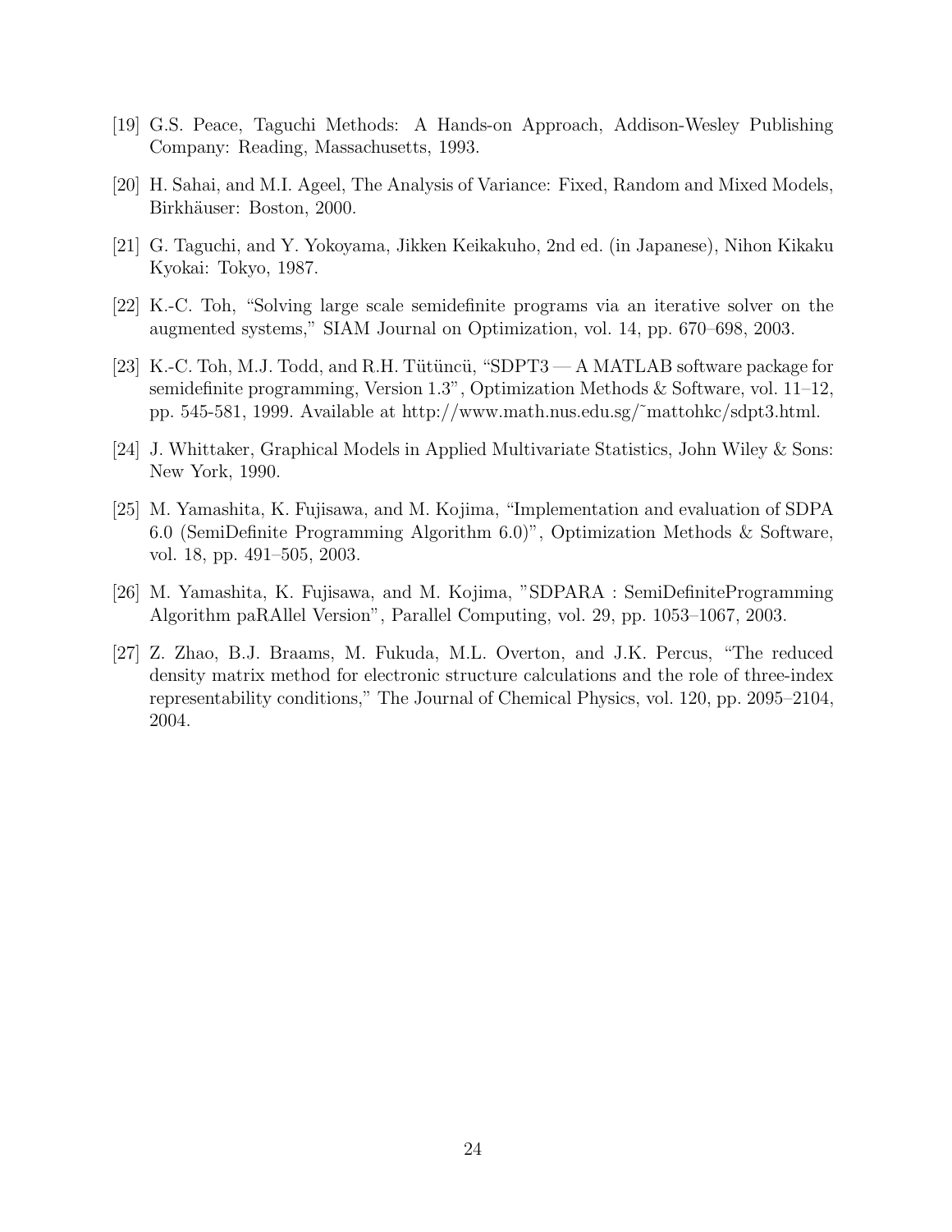[19] G.S. Peace, Taguchi Methods: A Hands-on Approach, Addison-Wesley Publishing Company: Reading, Massachusetts, 1993.

[20] H. Sahai, and M.I. Ageel, The Analysis of Variance: Fixed, Random and Mixed Models, Birkhäuser: Boston, 2000.

[21] G. Taguchi, and Y. Yokoyama, Jikken Keikakuho, 2nd ed. (in Japanese), Nihon Kikaku Kyokai: Tokyo, 1987.

[22] K.-C. Toh, "Solving large scale semidefinite programs via an iterative solver on the augmented systems," SIAM Journal on Optimization, vol. 14, pp. 670–698, 2003.

[23] K.-C. Toh, M.J. Todd, and R.H. Tütüncü, "SDPT3 — A MATLAB software package for semidefinite programming, Version 1.3", Optimization Methods & Software, vol. 11–12, pp. 545-581, 1999. Available at http://www.math.nus.edu.sg/~mattohkc/sdpt3.html.

[24] J. Whittaker, Graphical Models in Applied Multivariate Statistics, John Wiley & Sons: New York, 1990.

[25] M. Yamashita, K. Fujisawa, and M. Kojima, "Implementation and evaluation of SDPA 6.0 (SemiDefinite Programming Algorithm 6.0)", Optimization Methods & Software, vol. 18, pp. 491–505, 2003.

[26] M. Yamashita, K. Fujisawa, and M. Kojima, "SDPARA : SemiDefiniteProgramming Algorithm paRAllel Version", Parallel Computing, vol. 29, pp. 1053–1067, 2003.

[27] Z. Zhao, B.J. Braams, M. Fukuda, M.L. Overton, and J.K. Percus, "The reduced density matrix method for electronic structure calculations and the role of three-index representability conditions," The Journal of Chemical Physics, vol. 120, pp. 2095–2104, 2004.